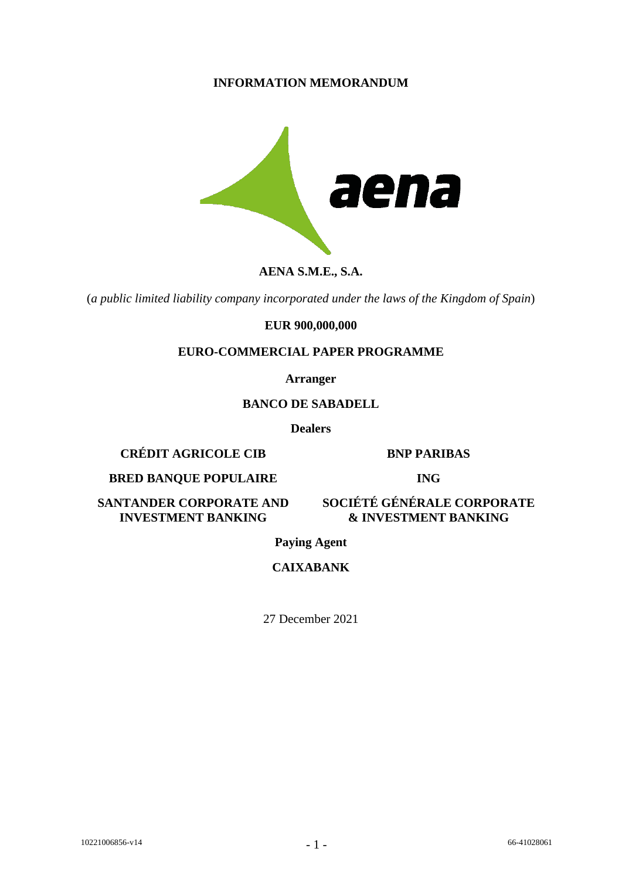# INFORMATION MEMORANDUM

**AENA S.M.E., S.A.**

(*a public limited liability company incorporated under the laws of the Kingdom of Spain*)

**EUR 900,000,000**

**EURO-COMMERCIAL PAPER PROGRAMME**

**Arranger**

**BANCO DE SABADELL**

**Dealers**

**CRÉDIT AGRICOLE CIB**

**BNP PARIBAS**

**BRED BANQUE POPULAIRE**

**ING**

**SANTANDER CORPORATE AND INVESTMENT BANKING**

**SOCIÉTÉ GÉNÉRALE CORPORATE & INVESTMENT BANKING**

**Paying Agent**

**CAIXABANK**

27 December 2021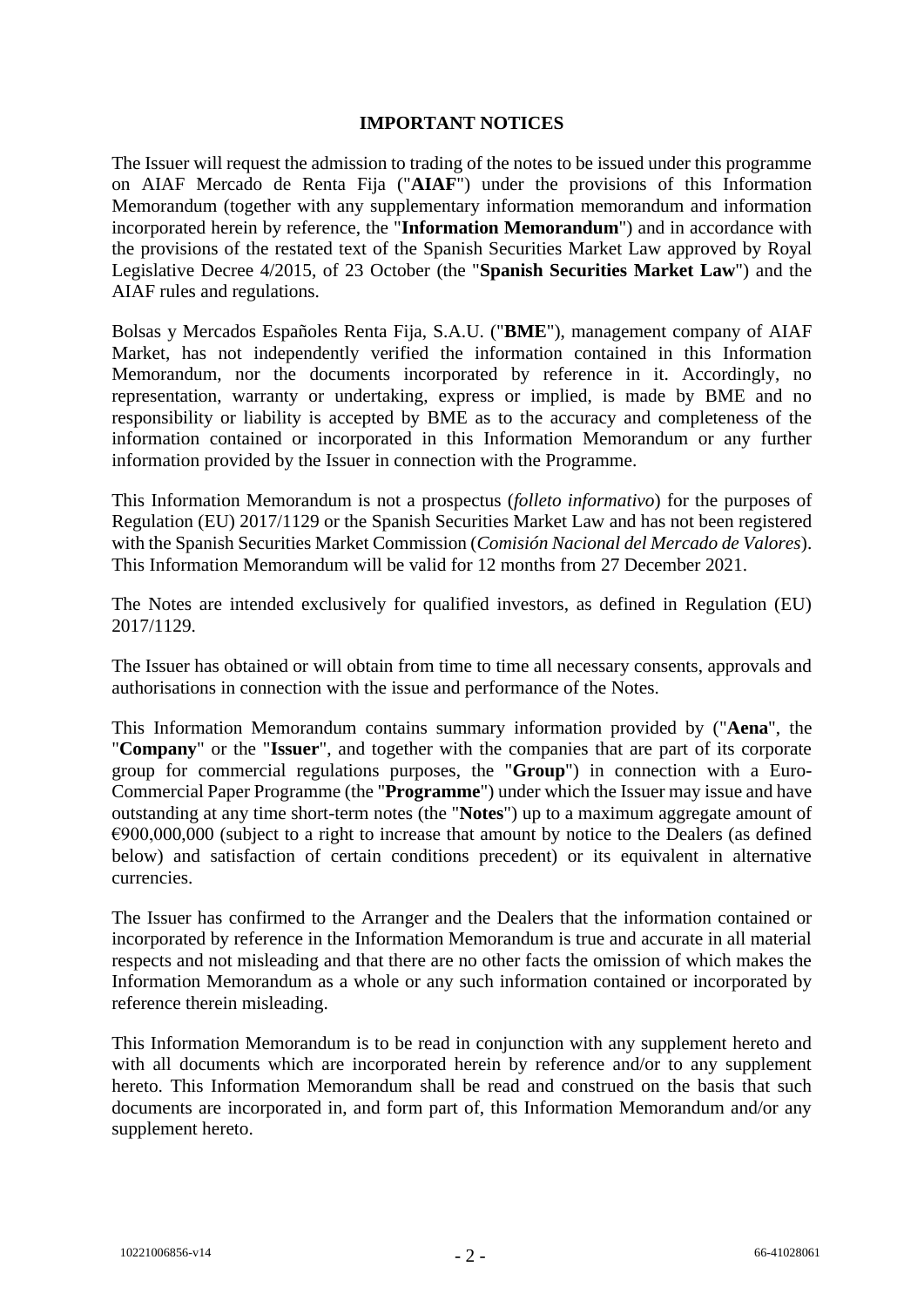# IMPORTANT NOTICES

The Issuer will request the admission to trading of the notes to be issued under this programme on AIAF Mercado de Renta Fija ("**AIAF**") under the provisions of this Information Memorandum (together with any supplementary information memorandum and information incorporated herein by reference, the "**Information Memorandum**") and in accordance with the provisions of the restated text of the Spanish Securities Market Law approved by Royal Legislative Decree 4/2015, of 23 October (the "**Spanish Securities Market Law**") and the AIAF rules and regulations.

Bolsas y Mercados Españoles Renta Fija, S.A.U. ("**BME**"), management company of AIAF Market, has not independently verified the information contained in this Information Memorandum, nor the documents incorporated by reference in it. Accordingly, no representation, warranty or undertaking, express or implied, is made by BME and no responsibility or liability is accepted by BME as to the accuracy and completeness of the information contained or incorporated in this Information Memorandum or any further information provided by the Issuer in connection with the Programme.

This Information Memorandum is not a prospectus (*folleto informativo*) for the purposes of Regulation (EU) 2017/1129 or the Spanish Securities Market Law and has not been registered with the Spanish Securities Market Commission (*Comisión Nacional del Mercado de Valores*). This Information Memorandum will be valid for 12 months from 27 December 2021.

The Notes are intended exclusively for qualified investors, as defined in Regulation (EU) 2017/1129.

The Issuer has obtained or will obtain from time to time all necessary consents, approvals and authorisations in connection with the issue and performance of the Notes.

This Information Memorandum contains summary information provided by ("**Aena**", the "**Company**" or the "**Issuer**", and together with the companies that are part of its corporate group for commercial regulations purposes, the "**Group**") in connection with a Euro-Commercial Paper Programme (the "**Programme**") under which the Issuer may issue and have outstanding at any time short-term notes (the "**Notes**") up to a maximum aggregate amount of €900,000,000 (subject to a right to increase that amount by notice to the Dealers (as defined below) and satisfaction of certain conditions precedent) or its equivalent in alternative currencies.

The Issuer has confirmed to the Arranger and the Dealers that the information contained or incorporated by reference in the Information Memorandum is true and accurate in all material respects and not misleading and that there are no other facts the omission of which makes the Information Memorandum as a whole or any such information contained or incorporated by reference therein misleading.

This Information Memorandum is to be read in conjunction with any supplement hereto and with all documents which are incorporated herein by reference and/or to any supplement hereto. This Information Memorandum shall be read and construed on the basis that such documents are incorporated in, and form part of, this Information Memorandum and/or any supplement hereto.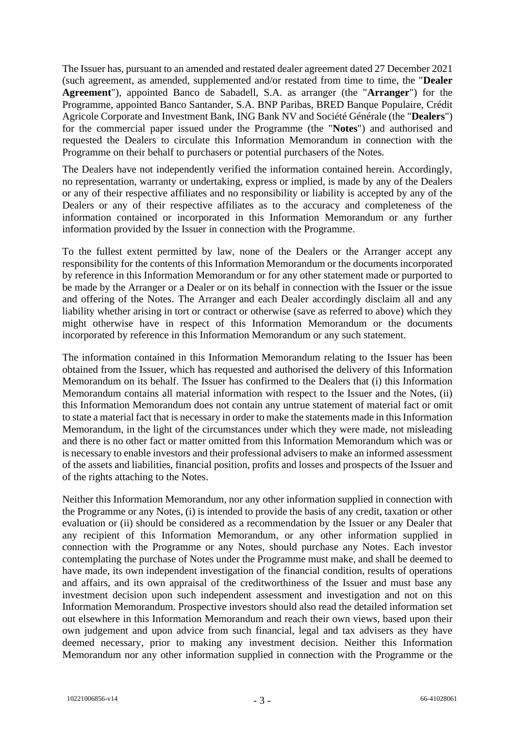The Issuer has, pursuant to an amended and restated dealer agreement dated 27 December 2021 (such agreement, as amended, supplemented and/or restated from time to time, the "**Dealer Agreement**"), appointed Banco de Sabadell, S.A. as arranger (the "**Arranger**") for the Programme, appointed Banco Santander, S.A. BNP Paribas, BRED Banque Populaire, Crédit Agricole Corporate and Investment Bank, ING Bank NV and Société Générale (the "**Dealers**") for the commercial paper issued under the Programme (the "**Notes**") and authorised and requested the Dealers to circulate this Information Memorandum in connection with the Programme on their behalf to purchasers or potential purchasers of the Notes.

The Dealers have not independently verified the information contained herein. Accordingly, no representation, warranty or undertaking, express or implied, is made by any of the Dealers or any of their respective affiliates and no responsibility or liability is accepted by any of the Dealers or any of their respective affiliates as to the accuracy and completeness of the information contained or incorporated in this Information Memorandum or any further information provided by the Issuer in connection with the Programme.

To the fullest extent permitted by law, none of the Dealers or the Arranger accept any responsibility for the contents of this Information Memorandum or the documents incorporated by reference in this Information Memorandum or for any other statement made or purported to be made by the Arranger or a Dealer or on its behalf in connection with the Issuer or the issue and offering of the Notes. The Arranger and each Dealer accordingly disclaim all and any liability whether arising in tort or contract or otherwise (save as referred to above) which they might otherwise have in respect of this Information Memorandum or the documents incorporated by reference in this Information Memorandum or any such statement.

The information contained in this Information Memorandum relating to the Issuer has been obtained from the Issuer, which has requested and authorised the delivery of this Information Memorandum on its behalf. The Issuer has confirmed to the Dealers that (i) this Information Memorandum contains all material information with respect to the Issuer and the Notes, (ii) this Information Memorandum does not contain any untrue statement of material fact or omit to state a material fact that is necessary in order to make the statements made in this Information Memorandum, in the light of the circumstances under which they were made, not misleading and there is no other fact or matter omitted from this Information Memorandum which was or is necessary to enable investors and their professional advisers to make an informed assessment of the assets and liabilities, financial position, profits and losses and prospects of the Issuer and of the rights attaching to the Notes.

Neither this Information Memorandum, nor any other information supplied in connection with the Programme or any Notes, (i) is intended to provide the basis of any credit, taxation or other evaluation or (ii) should be considered as a recommendation by the Issuer or any Dealer that any recipient of this Information Memorandum, or any other information supplied in connection with the Programme or any Notes, should purchase any Notes. Each investor contemplating the purchase of Notes under the Programme must make, and shall be deemed to have made, its own independent investigation of the financial condition, results of operations and affairs, and its own appraisal of the creditworthiness of the Issuer and must base any investment decision upon such independent assessment and investigation and not on this Information Memorandum. Prospective investors should also read the detailed information set out elsewhere in this Information Memorandum and reach their own views, based upon their own judgement and upon advice from such financial, legal and tax advisers as they have deemed necessary, prior to making any investment decision. Neither this Information Memorandum nor any other information supplied in connection with the Programme or the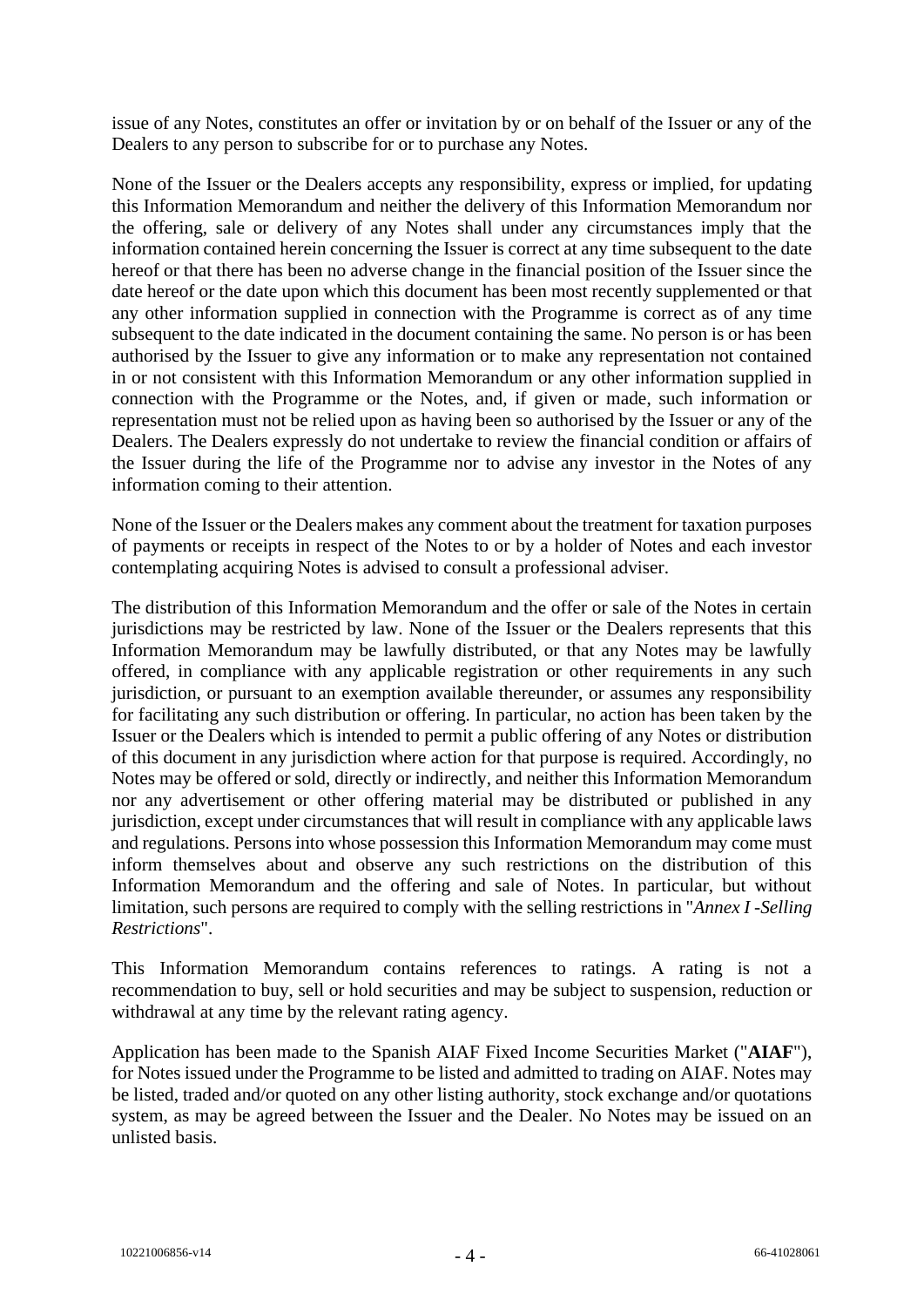issue of any Notes, constitutes an offer or invitation by or on behalf of the Issuer or any of the Dealers to any person to subscribe for or to purchase any Notes.

None of the Issuer or the Dealers accepts any responsibility, express or implied, for updating this Information Memorandum and neither the delivery of this Information Memorandum nor the offering, sale or delivery of any Notes shall under any circumstances imply that the information contained herein concerning the Issuer is correct at any time subsequent to the date hereof or that there has been no adverse change in the financial position of the Issuer since the date hereof or the date upon which this document has been most recently supplemented or that any other information supplied in connection with the Programme is correct as of any time subsequent to the date indicated in the document containing the same. No person is or has been authorised by the Issuer to give any information or to make any representation not contained in or not consistent with this Information Memorandum or any other information supplied in connection with the Programme or the Notes, and, if given or made, such information or representation must not be relied upon as having been so authorised by the Issuer or any of the Dealers. The Dealers expressly do not undertake to review the financial condition or affairs of the Issuer during the life of the Programme nor to advise any investor in the Notes of any information coming to their attention.

None of the Issuer or the Dealers makes any comment about the treatment for taxation purposes of payments or receipts in respect of the Notes to or by a holder of Notes and each investor contemplating acquiring Notes is advised to consult a professional adviser.

The distribution of this Information Memorandum and the offer or sale of the Notes in certain jurisdictions may be restricted by law. None of the Issuer or the Dealers represents that this Information Memorandum may be lawfully distributed, or that any Notes may be lawfully offered, in compliance with any applicable registration or other requirements in any such jurisdiction, or pursuant to an exemption available thereunder, or assumes any responsibility for facilitating any such distribution or offering. In particular, no action has been taken by the Issuer or the Dealers which is intended to permit a public offering of any Notes or distribution of this document in any jurisdiction where action for that purpose is required. Accordingly, no Notes may be offered or sold, directly or indirectly, and neither this Information Memorandum nor any advertisement or other offering material may be distributed or published in any jurisdiction, except under circumstances that will result in compliance with any applicable laws and regulations. Persons into whose possession this Information Memorandum may come must inform themselves about and observe any such restrictions on the distribution of this Information Memorandum and the offering and sale of Notes. In particular, but without limitation, such persons are required to comply with the selling restrictions in "*Annex I -Selling Restrictions*".

This Information Memorandum contains references to ratings. A rating is not a recommendation to buy, sell or hold securities and may be subject to suspension, reduction or withdrawal at any time by the relevant rating agency.

Application has been made to the Spanish AIAF Fixed Income Securities Market ("**AIAF**"), for Notes issued under the Programme to be listed and admitted to trading on AIAF. Notes may be listed, traded and/or quoted on any other listing authority, stock exchange and/or quotations system, as may be agreed between the Issuer and the Dealer. No Notes may be issued on an unlisted basis.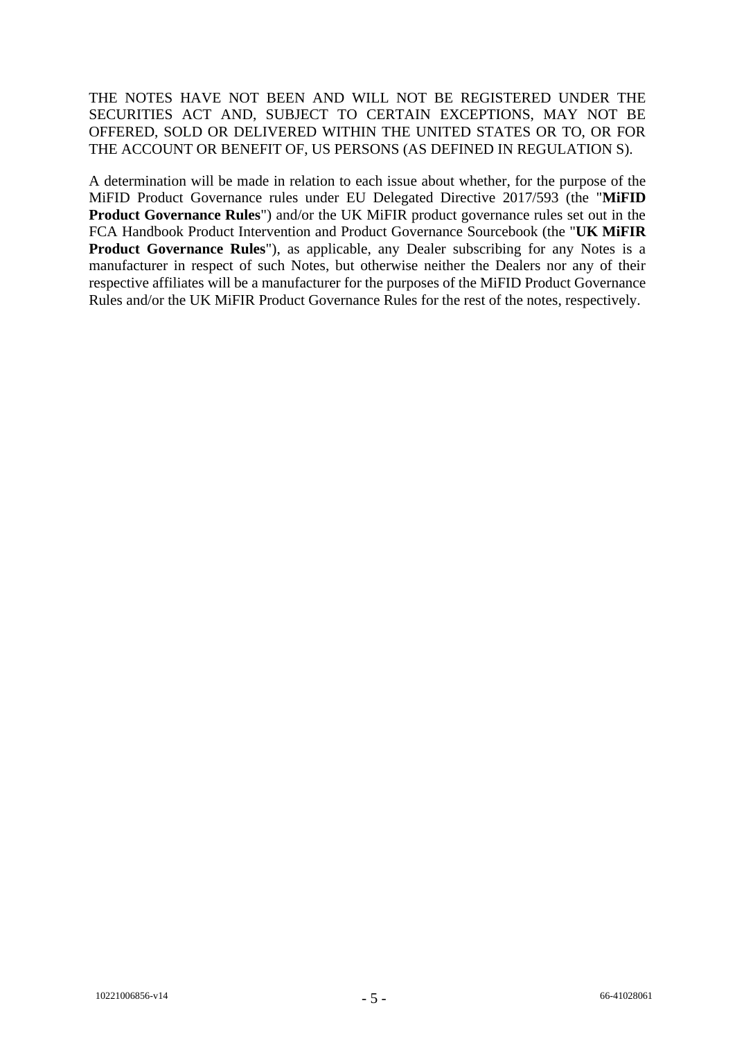THE NOTES HAVE NOT BEEN AND WILL NOT BE REGISTERED UNDER THE SECURITIES ACT AND, SUBJECT TO CERTAIN EXCEPTIONS, MAY NOT BE OFFERED, SOLD OR DELIVERED WITHIN THE UNITED STATES OR TO, OR FOR THE ACCOUNT OR BENEFIT OF, US PERSONS (AS DEFINED IN REGULATION S).

A determination will be made in relation to each issue about whether, for the purpose of the MiFID Product Governance rules under EU Delegated Directive 2017/593 (the "**MiFID Product Governance Rules**") and/or the UK MiFIR product governance rules set out in the FCA Handbook Product Intervention and Product Governance Sourcebook (the "**UK MiFIR Product Governance Rules**"), as applicable, any Dealer subscribing for any Notes is a manufacturer in respect of such Notes, but otherwise neither the Dealers nor any of their respective affiliates will be a manufacturer for the purposes of the MiFID Product Governance Rules and/or the UK MiFIR Product Governance Rules for the rest of the notes, respectively.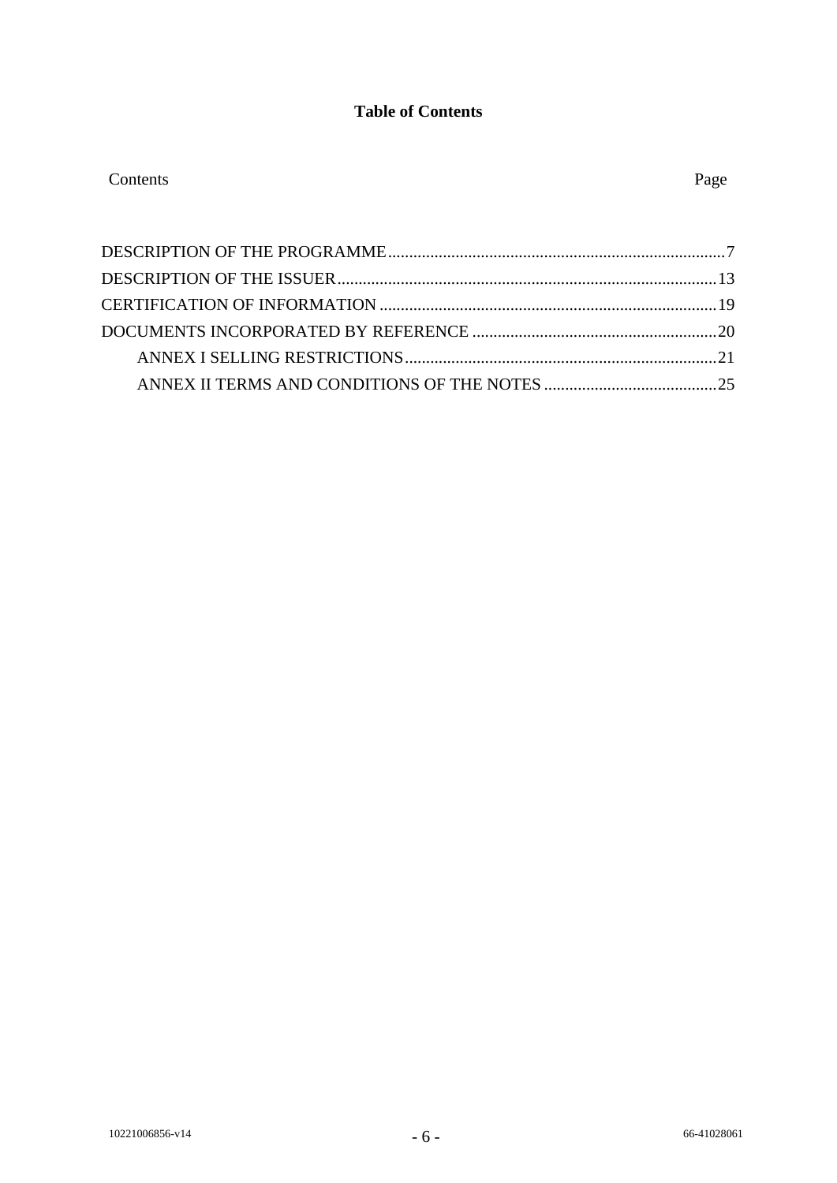**Table of Contents**

| Contents | Page |
|---|---|
| DESCRIPTION OF THE PROGRAMME | 7 |
| DESCRIPTION OF THE ISSUER | 13 |
| CERTIFICATION OF INFORMATION | 19 |
| DOCUMENTS INCORPORATED BY REFERENCE | 20 |
| ANNEX I SELLING RESTRICTIONS | 21 |
| ANNEX II TERMS AND CONDITIONS OF THE NOTES | 25 |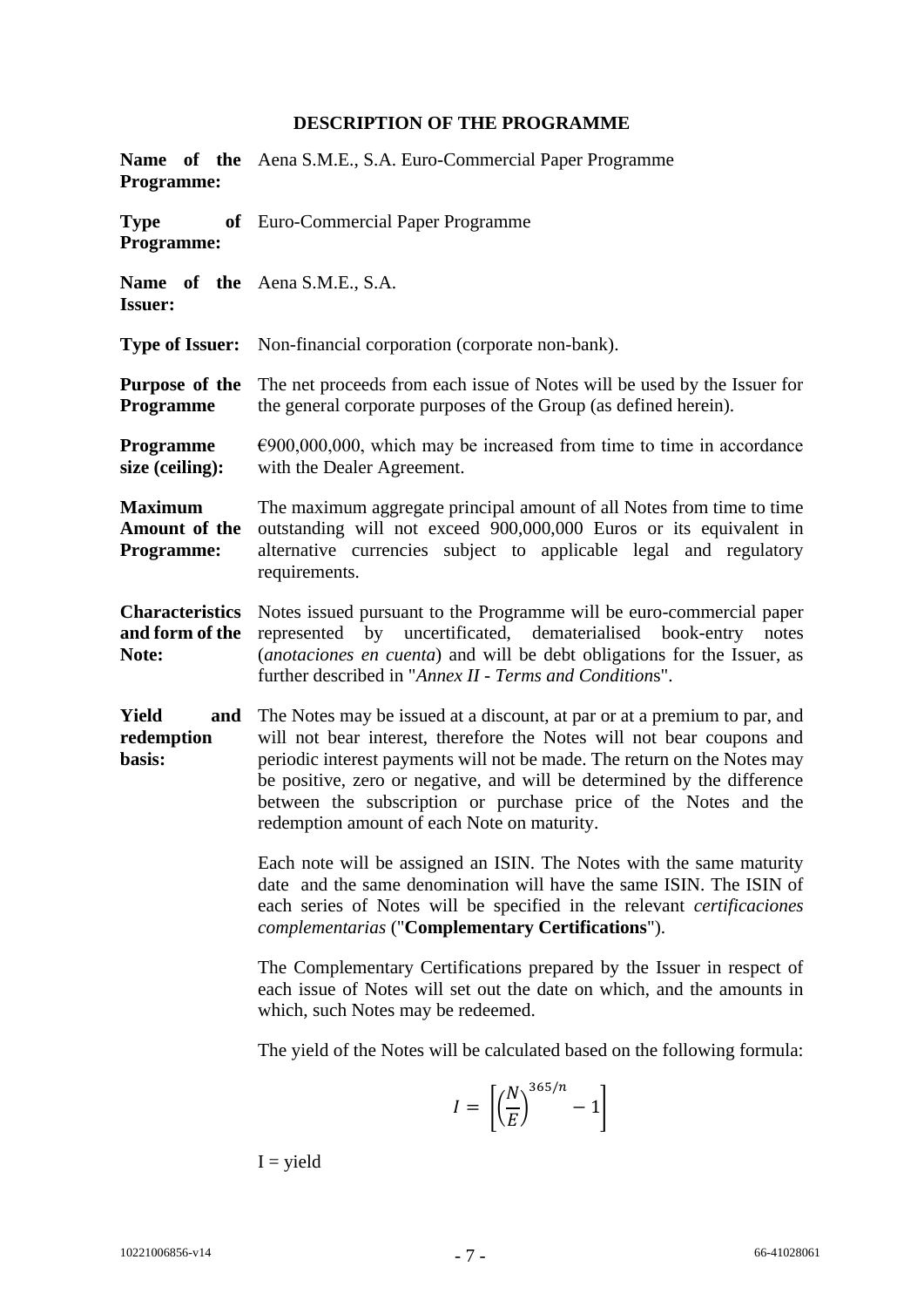## DESCRIPTION OF THE PROGRAMME

**Name of the Programme:** Aena S.M.E., S.A. Euro-Commercial Paper Programme

**Type of Programme:** Euro-Commercial Paper Programme

**Name of the Issuer:** Aena S.M.E., S.A.

**Type of Issuer:** Non-financial corporation (corporate non-bank).

**Purpose of the Programme** The net proceeds from each issue of Notes will be used by the Issuer for the general corporate purposes of the Group (as defined herein).

**Programme size (ceiling):** €900,000,000, which may be increased from time to time in accordance with the Dealer Agreement.

**Maximum Amount of the Programme:** The maximum aggregate principal amount of all Notes from time to time outstanding will not exceed 900,000,000 Euros or its equivalent in alternative currencies subject to applicable legal and regulatory requirements.

**Characteristics and form of the Note:** Notes issued pursuant to the Programme will be euro-commercial paper represented by uncertificated, dematerialised book-entry notes (*anotaciones en cuenta*) and will be debt obligations for the Issuer, as further described in "*Annex II - Terms and Conditions*".

**Yield and redemption basis:** The Notes may be issued at a discount, at par or at a premium to par, and will not bear interest, therefore the Notes will not bear coupons and periodic interest payments will not be made. The return on the Notes may be positive, zero or negative, and will be determined by the difference between the subscription or purchase price of the Notes and the redemption amount of each Note on maturity.

Each note will be assigned an ISIN. The Notes with the same maturity date and the same denomination will have the same ISIN. The ISIN of each series of Notes will be specified in the relevant *certificaciones complementarias* ("**Complementary Certifications**").

The Complementary Certifications prepared by the Issuer in respect of each issue of Notes will set out the date on which, and the amounts in which, such Notes may be redeemed.

The yield of the Notes will be calculated based on the following formula:

$$I = \left[ \left( \frac{N}{E} \right)^{365/n} - 1 \right]$$

I = yield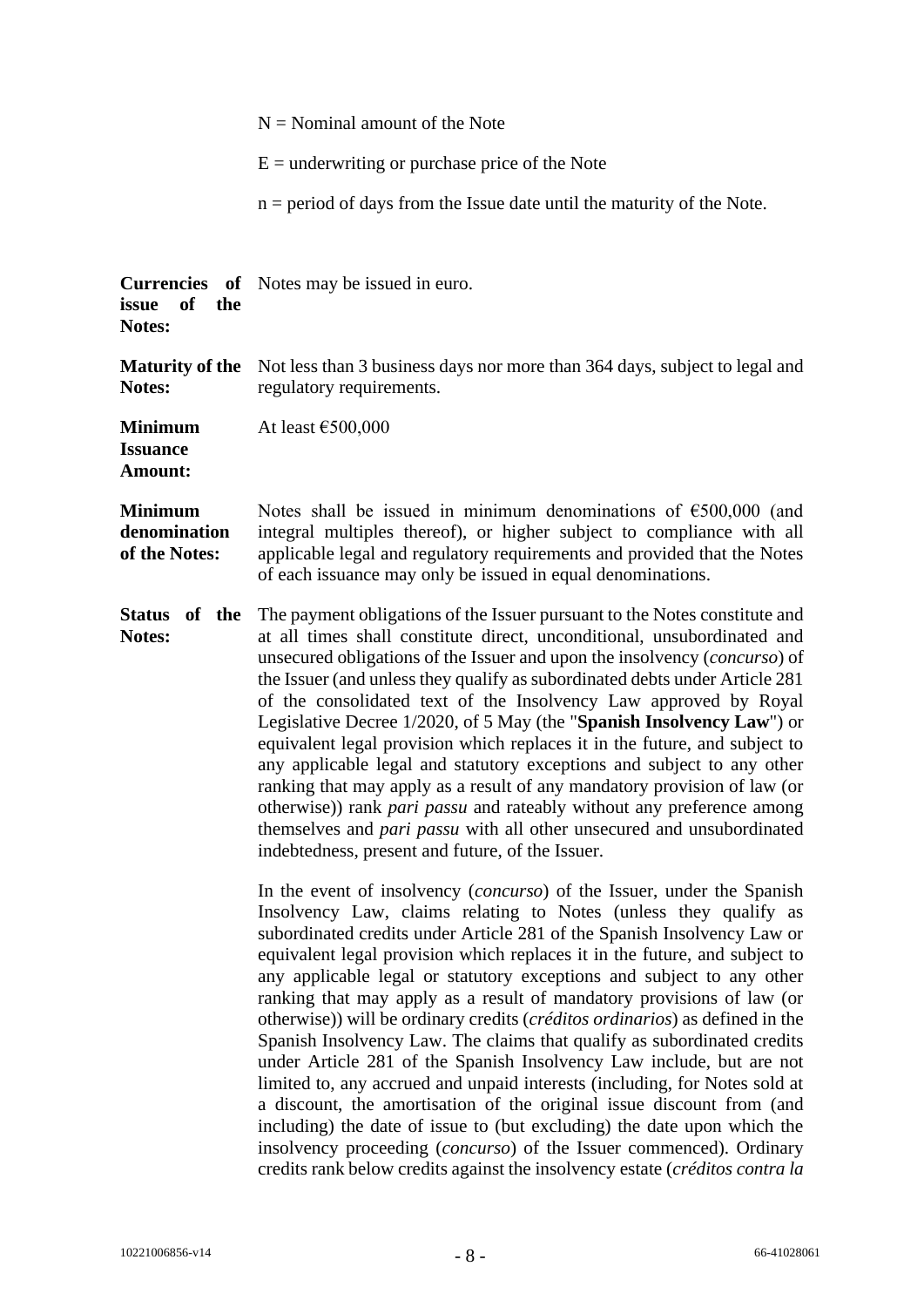$N$ = Nominal amount of the Note

$E$ = underwriting or purchase price of the Note

$n$ = period of days from the Issue date until the maturity of the Note.

| | |
|---|---|
| **Currencies of issue of the Notes:** | Notes may be issued in euro. |
| **Maturity of the Notes:** | Not less than 3 business days nor more than 364 days, subject to legal and regulatory requirements. |
| **Minimum Issuance Amount:** | At least €500,000 |
| **Minimum denomination of the Notes:** | Notes shall be issued in minimum denominations of €500,000 (and integral multiples thereof), or higher subject to compliance with all applicable legal and regulatory requirements and provided that the Notes of each issuance may only be issued in equal denominations. |
| **Status of the Notes:** | The payment obligations of the Issuer pursuant to the Notes constitute and at all times shall constitute direct, unconditional, unsubordinated and unsecured obligations of the Issuer and upon the insolvency (*concurso*) of the Issuer (and unless they qualify as subordinated debts under Article 281 of the consolidated text of the Insolvency Law approved by Royal Legislative Decree 1/2020, of 5 May (the "**Spanish Insolvency Law**") or equivalent legal provision which replaces it in the future, and subject to any applicable legal and statutory exceptions and subject to any other ranking that may apply as a result of any mandatory provision of law (or otherwise)) rank *pari passu* and rateably without any preference among themselves and *pari passu* with all other unsecured and unsubordinated indebtedness, present and future, of the Issuer.<br><br>In the event of insolvency (*concurso*) of the Issuer, under the Spanish Insolvency Law, claims relating to Notes (unless they qualify as subordinated credits under Article 281 of the Spanish Insolvency Law or equivalent legal provision which replaces it in the future, and subject to any applicable legal or statutory exceptions and subject to any other ranking that may apply as a result of mandatory provisions of law (or otherwise)) will be ordinary credits (*créditos ordinarios*) as defined in the Spanish Insolvency Law. The claims that qualify as subordinated credits under Article 281 of the Spanish Insolvency Law include, but are not limited to, any accrued and unpaid interests (including, for Notes sold at a discount, the amortisation of the original issue discount from (and including) the date of issue to (but excluding) the date upon which the insolvency proceeding (*concurso*) of the Issuer commenced). Ordinary credits rank below credits against the insolvency estate (*créditos contra la* |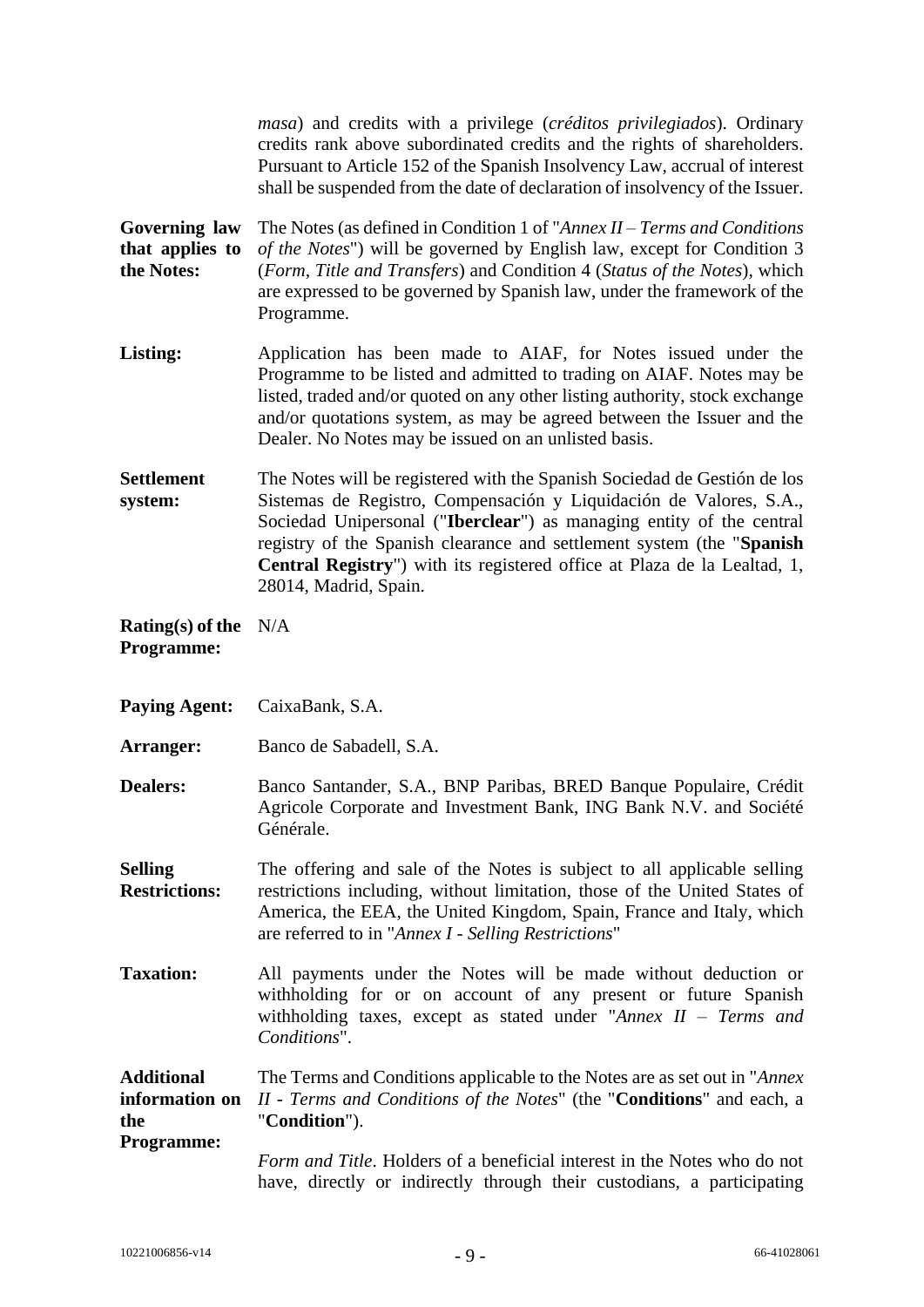*masa*) and credits with a privilege (*créditos privilegiados*). Ordinary credits rank above subordinated credits and the rights of shareholders. Pursuant to Article 152 of the Spanish Insolvency Law, accrual of interest shall be suspended from the date of declaration of insolvency of the Issuer.

| | |
|---|---|
| **Governing law that applies to the Notes:** | The Notes (as defined in Condition 1 of "*Annex II – Terms and Conditions of the Notes*") will be governed by English law, except for Condition 3 (*Form, Title and Transfers*) and Condition 4 (*Status of the Notes*), which are expressed to be governed by Spanish law, under the framework of the Programme. |
| **Listing:** | Application has been made to AIAF, for Notes issued under the Programme to be listed and admitted to trading on AIAF. Notes may be listed, traded and/or quoted on any other listing authority, stock exchange and/or quotations system, as may be agreed between the Issuer and the Dealer. No Notes may be issued on an unlisted basis. |
| **Settlement system:** | The Notes will be registered with the Spanish Sociedad de Gestión de los Sistemas de Registro, Compensación y Liquidación de Valores, S.A., Sociedad Unipersonal ("**Iberclear**") as managing entity of the central registry of the Spanish clearance and settlement system (the "**Spanish Central Registry**") with its registered office at Plaza de la Lealtad, 1, 28014, Madrid, Spain. |
| **Rating(s) of the Programme:** | N/A |
| **Paying Agent:** | CaixaBank, S.A. |
| **Arranger:** | Banco de Sabadell, S.A. |
| **Dealers:** | Banco Santander, S.A., BNP Paribas, BRED Banque Populaire, Crédit Agricole Corporate and Investment Bank, ING Bank N.V. and Société Générale. |
| **Selling Restrictions:** | The offering and sale of the Notes is subject to all applicable selling restrictions including, without limitation, those of the United States of America, the EEA, the United Kingdom, Spain, France and Italy, which are referred to in "*Annex I - Selling Restrictions*" |
| **Taxation:** | All payments under the Notes will be made without deduction or withholding for or on account of any present or future Spanish withholding taxes, except as stated under "*Annex II – Terms and Conditions*". |
| **Additional information on the Programme:** | The Terms and Conditions applicable to the Notes are as set out in "*Annex II - Terms and Conditions of the Notes*" (the "**Conditions**" and each, a "**Condition**").<br><br>*Form and Title*. Holders of a beneficial interest in the Notes who do not have, directly or indirectly through their custodians, a participating |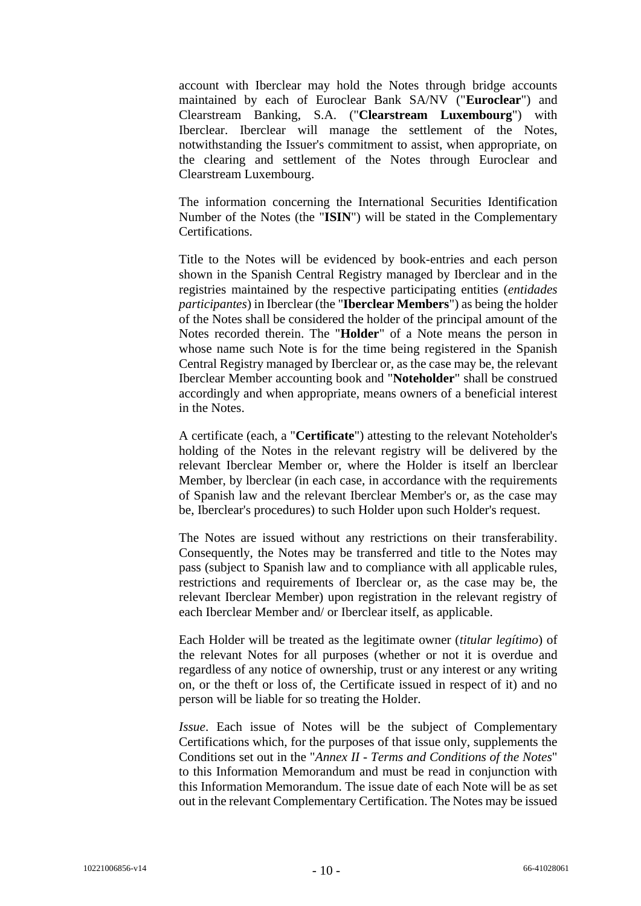account with Iberclear may hold the Notes through bridge accounts maintained by each of Euroclear Bank SA/NV ("**Euroclear**") and Clearstream Banking, S.A. ("**Clearstream Luxembourg**") with Iberclear. Iberclear will manage the settlement of the Notes, notwithstanding the Issuer's commitment to assist, when appropriate, on the clearing and settlement of the Notes through Euroclear and Clearstream Luxembourg.

The information concerning the International Securities Identification Number of the Notes (the "**ISIN**") will be stated in the Complementary Certifications.

Title to the Notes will be evidenced by book-entries and each person shown in the Spanish Central Registry managed by Iberclear and in the registries maintained by the respective participating entities (*entidades participantes*) in Iberclear (the "**Iberclear Members**") as being the holder of the Notes shall be considered the holder of the principal amount of the Notes recorded therein. The "**Holder**" of a Note means the person in whose name such Note is for the time being registered in the Spanish Central Registry managed by Iberclear or, as the case may be, the relevant Iberclear Member accounting book and "**Noteholder**" shall be construed accordingly and when appropriate, means owners of a beneficial interest in the Notes.

A certificate (each, a "**Certificate**") attesting to the relevant Noteholder's holding of the Notes in the relevant registry will be delivered by the relevant Iberclear Member or, where the Holder is itself an lberclear Member, by lberclear (in each case, in accordance with the requirements of Spanish law and the relevant Iberclear Member's or, as the case may be, Iberclear's procedures) to such Holder upon such Holder's request.

The Notes are issued without any restrictions on their transferability. Consequently, the Notes may be transferred and title to the Notes may pass (subject to Spanish law and to compliance with all applicable rules, restrictions and requirements of Iberclear or, as the case may be, the relevant Iberclear Member) upon registration in the relevant registry of each Iberclear Member and/ or Iberclear itself, as applicable.

Each Holder will be treated as the legitimate owner (*titular legítimo*) of the relevant Notes for all purposes (whether or not it is overdue and regardless of any notice of ownership, trust or any interest or any writing on, or the theft or loss of, the Certificate issued in respect of it) and no person will be liable for so treating the Holder.

*Issue*. Each issue of Notes will be the subject of Complementary Certifications which, for the purposes of that issue only, supplements the Conditions set out in the "*Annex II - Terms and Conditions of the Notes*" to this Information Memorandum and must be read in conjunction with this Information Memorandum. The issue date of each Note will be as set out in the relevant Complementary Certification. The Notes may be issued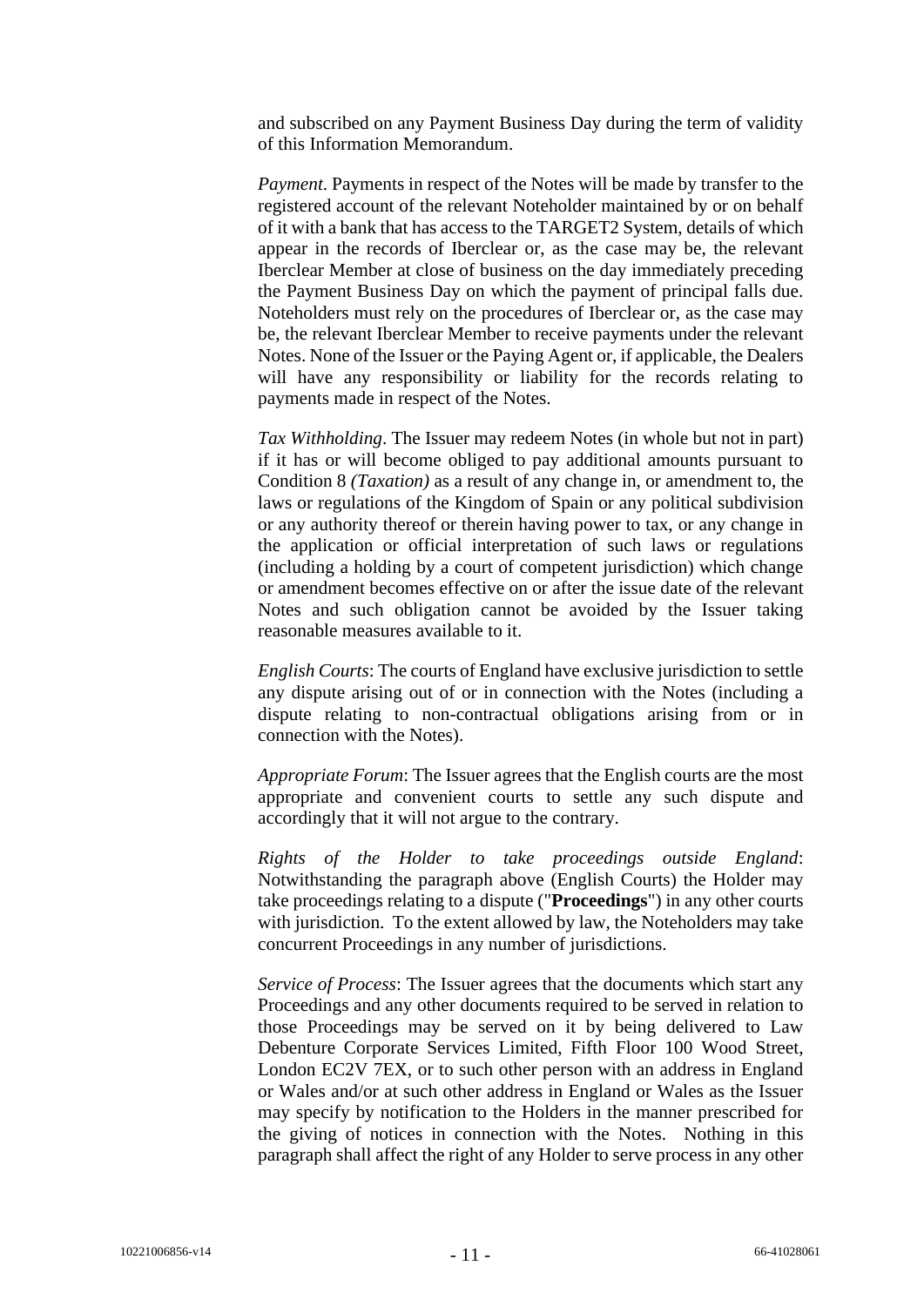and subscribed on any Payment Business Day during the term of validity of this Information Memorandum.

*Payment*. Payments in respect of the Notes will be made by transfer to the registered account of the relevant Noteholder maintained by or on behalf of it with a bank that has access to the TARGET2 System, details of which appear in the records of Iberclear or, as the case may be, the relevant Iberclear Member at close of business on the day immediately preceding the Payment Business Day on which the payment of principal falls due. Noteholders must rely on the procedures of Iberclear or, as the case may be, the relevant Iberclear Member to receive payments under the relevant Notes. None of the Issuer or the Paying Agent or, if applicable, the Dealers will have any responsibility or liability for the records relating to payments made in respect of the Notes.

*Tax Withholding*. The Issuer may redeem Notes (in whole but not in part) if it has or will become obliged to pay additional amounts pursuant to Condition 8 *(Taxation)* as a result of any change in, or amendment to, the laws or regulations of the Kingdom of Spain or any political subdivision or any authority thereof or therein having power to tax, or any change in the application or official interpretation of such laws or regulations (including a holding by a court of competent jurisdiction) which change or amendment becomes effective on or after the issue date of the relevant Notes and such obligation cannot be avoided by the Issuer taking reasonable measures available to it.

*English Courts*: The courts of England have exclusive jurisdiction to settle any dispute arising out of or in connection with the Notes (including a dispute relating to non-contractual obligations arising from or in connection with the Notes).

*Appropriate Forum*: The Issuer agrees that the English courts are the most appropriate and convenient courts to settle any such dispute and accordingly that it will not argue to the contrary.

*Rights of the Holder to take proceedings outside England*: Notwithstanding the paragraph above (English Courts) the Holder may take proceedings relating to a dispute ("**Proceedings**") in any other courts with jurisdiction. To the extent allowed by law, the Noteholders may take concurrent Proceedings in any number of jurisdictions.

*Service of Process*: The Issuer agrees that the documents which start any Proceedings and any other documents required to be served in relation to those Proceedings may be served on it by being delivered to Law Debenture Corporate Services Limited, Fifth Floor 100 Wood Street, London EC2V 7EX, or to such other person with an address in England or Wales and/or at such other address in England or Wales as the Issuer may specify by notification to the Holders in the manner prescribed for the giving of notices in connection with the Notes. Nothing in this paragraph shall affect the right of any Holder to serve process in any other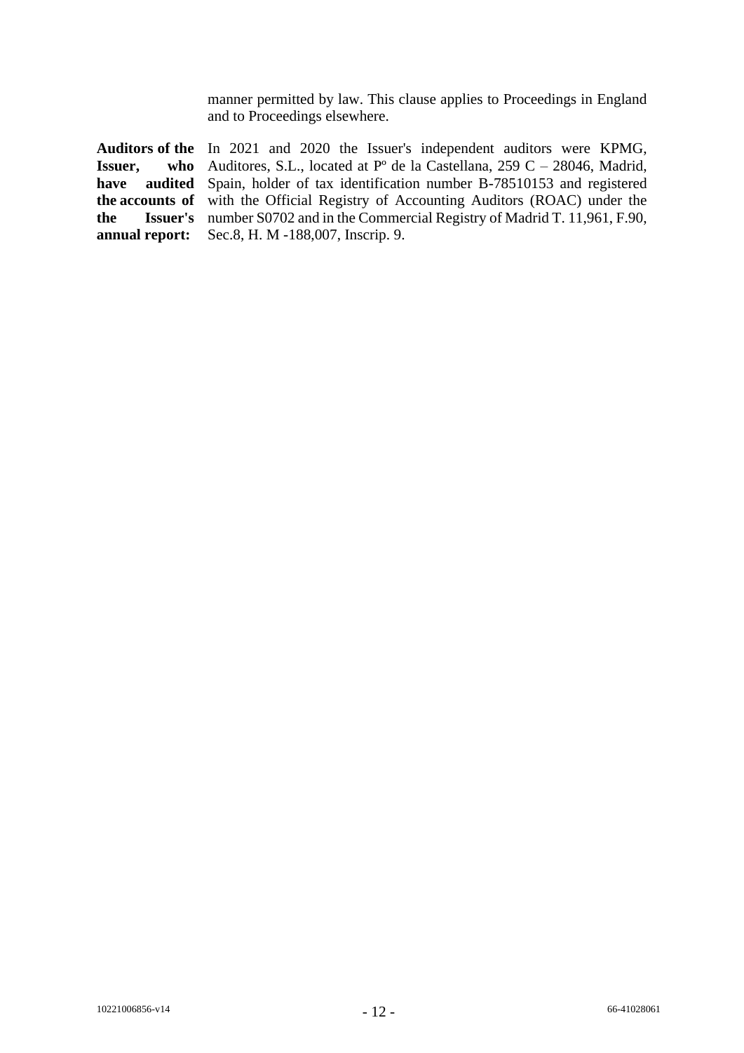manner permitted by law. This clause applies to Proceedings in England and to Proceedings elsewhere.

| | |
|---|---|
| **Auditors of the Issuer, who have audited the accounts of the Issuer's annual report:** | In 2021 and 2020 the Issuer's independent auditors were KPMG, Auditores, S.L., located at Pº de la Castellana, 259 C – 28046, Madrid, Spain, holder of tax identification number B-78510153 and registered with the Official Registry of Accounting Auditors (ROAC) under the number S0702 and in the Commercial Registry of Madrid T. 11,961, F.90, Sec.8, H. M -188,007, Inscrip. 9. |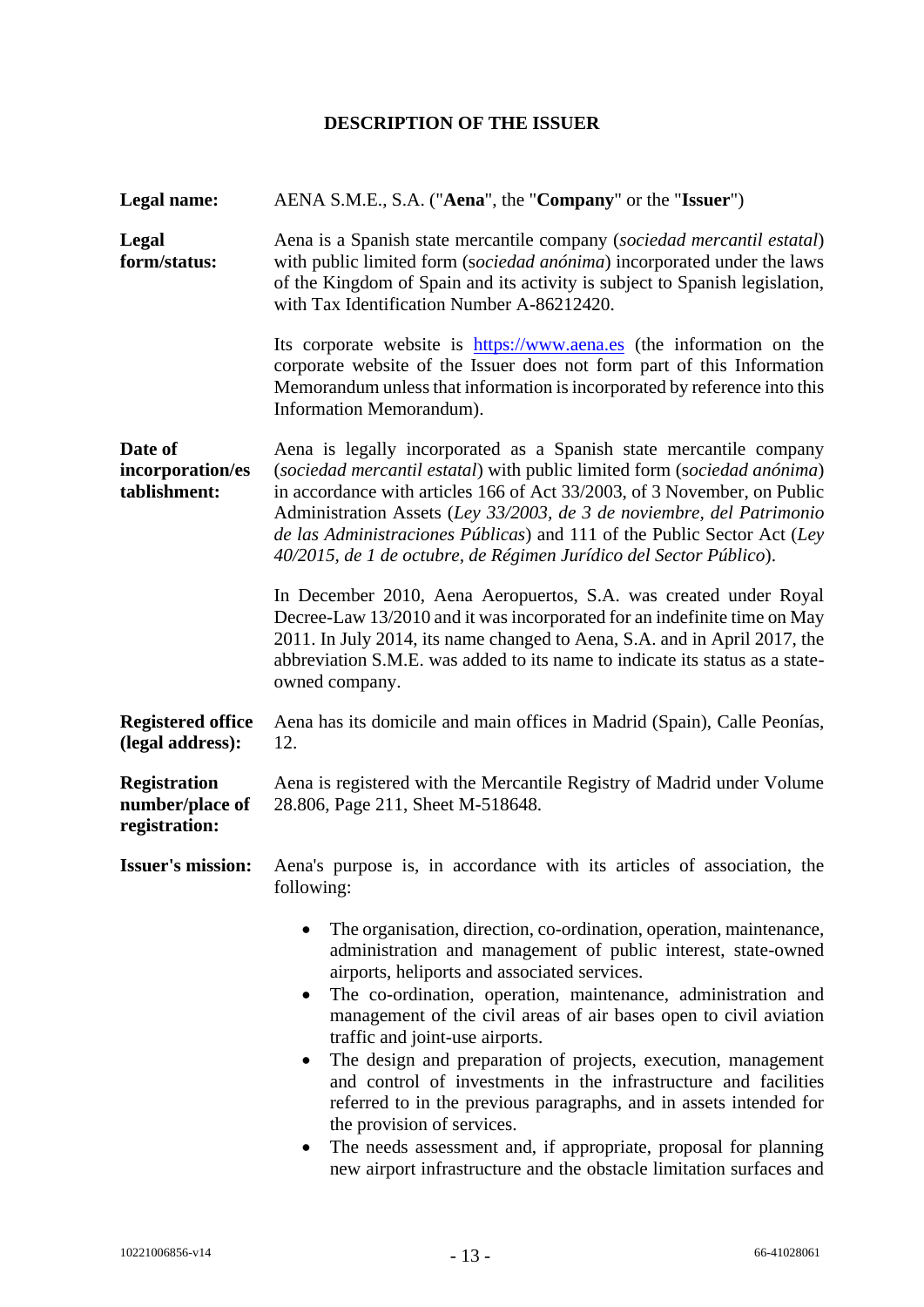## DESCRIPTION OF THE ISSUER

**Legal name:** AENA S.M.E., S.A. ("**Aena**", the "**Company**" or the "**Issuer**")

**Legal form/status:** Aena is a Spanish state mercantile company (*sociedad mercantil estatal*) with public limited form (*sociedad anónima*) incorporated under the laws of the Kingdom of Spain and its activity is subject to Spanish legislation, with Tax Identification Number A-86212420.

Its corporate website is [https://www.aena.es](https://www.aena.es) (the information on the corporate website of the Issuer does not form part of this Information Memorandum unless that information is incorporated by reference into this Information Memorandum).

**Date of incorporation/establishment:** Aena is legally incorporated as a Spanish state mercantile company (*sociedad mercantil estatal*) with public limited form (*sociedad anónima*) in accordance with articles 166 of Act 33/2003, of 3 November, on Public Administration Assets (*Ley 33/2003, de 3 de noviembre, del Patrimonio de las Administraciones Públicas*) and 111 of the Public Sector Act (*Ley 40/2015, de 1 de octubre, de Régimen Jurídico del Sector Público*).

In December 2010, Aena Aeropuertos, S.A. was created under Royal Decree-Law 13/2010 and it was incorporated for an indefinite time on May 2011. In July 2014, its name changed to Aena, S.A. and in April 2017, the abbreviation S.M.E. was added to its name to indicate its status as a state-owned company.

**Registered office (legal address):** Aena has its domicile and main offices in Madrid (Spain), Calle Peonías, 12.

**Registration number/place of registration:** Aena is registered with the Mercantile Registry of Madrid under Volume 28.806, Page 211, Sheet M-518648.

**Issuer's mission:** Aena's purpose is, in accordance with its articles of association, the following:

- The organisation, direction, co-ordination, operation, maintenance, administration and management of public interest, state-owned airports, heliports and associated services.
- The co-ordination, operation, maintenance, administration and management of the civil areas of air bases open to civil aviation traffic and joint-use airports.
- The design and preparation of projects, execution, management and control of investments in the infrastructure and facilities referred to in the previous paragraphs, and in assets intended for the provision of services.
- The needs assessment and, if appropriate, proposal for planning new airport infrastructure and the obstacle limitation surfaces and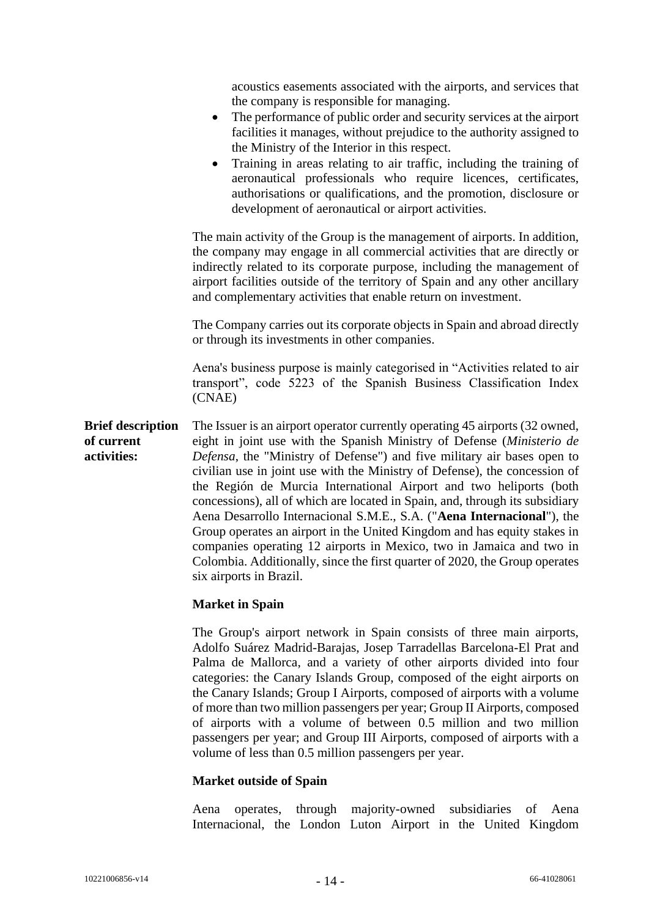acoustics easements associated with the airports, and services that the company is responsible for managing.

- The performance of public order and security services at the airport facilities it manages, without prejudice to the authority assigned to the Ministry of the Interior in this respect.
- Training in areas relating to air traffic, including the training of aeronautical professionals who require licences, certificates, authorisations or qualifications, and the promotion, disclosure or development of aeronautical or airport activities.

The main activity of the Group is the management of airports. In addition, the company may engage in all commercial activities that are directly or indirectly related to its corporate purpose, including the management of airport facilities outside of the territory of Spain and any other ancillary and complementary activities that enable return on investment.

The Company carries out its corporate objects in Spain and abroad directly or through its investments in other companies.

Aena's business purpose is mainly categorised in "Activities related to air transport", code 5223 of the Spanish Business Classification Index (CNAE)

**Brief description of current activities:**

The Issuer is an airport operator currently operating 45 airports (32 owned, eight in joint use with the Spanish Ministry of Defense (*Ministerio de Defensa*, the "Ministry of Defense") and five military air bases open to civilian use in joint use with the Ministry of Defense), the concession of the Región de Murcia International Airport and two heliports (both concessions), all of which are located in Spain, and, through its subsidiary Aena Desarrollo Internacional S.M.E., S.A. ("**Aena Internacional**"), the Group operates an airport in the United Kingdom and has equity stakes in companies operating 12 airports in Mexico, two in Jamaica and two in Colombia. Additionally, since the first quarter of 2020, the Group operates six airports in Brazil.

**Market in Spain**

The Group's airport network in Spain consists of three main airports, Adolfo Suárez Madrid-Barajas, Josep Tarradellas Barcelona-El Prat and Palma de Mallorca, and a variety of other airports divided into four categories: the Canary Islands Group, composed of the eight airports on the Canary Islands; Group I Airports, composed of airports with a volume of more than two million passengers per year; Group II Airports, composed of airports with a volume of between 0.5 million and two million passengers per year; and Group III Airports, composed of airports with a volume of less than 0.5 million passengers per year.

**Market outside of Spain**

Aena operates, through majority-owned subsidiaries of Aena Internacional, the London Luton Airport in the United Kingdom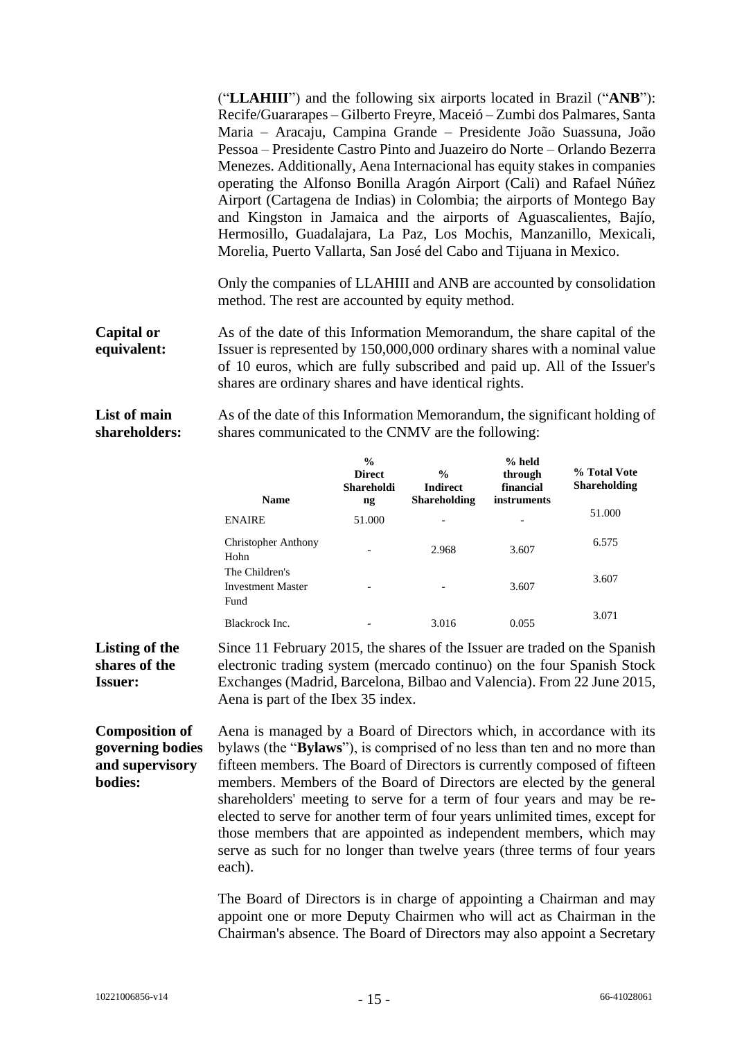("**LLAHIII**") and the following six airports located in Brazil ("**ANB**"): Recife/Guararapes – Gilberto Freyre, Maceió – Zumbi dos Palmares, Santa Maria – Aracaju, Campina Grande – Presidente João Suassuna, João Pessoa – Presidente Castro Pinto and Juazeiro do Norte – Orlando Bezerra Menezes. Additionally, Aena Internacional has equity stakes in companies operating the Alfonso Bonilla Aragón Airport (Cali) and Rafael Núñez Airport (Cartagena de Indias) in Colombia; the airports of Montego Bay and Kingston in Jamaica and the airports of Aguascalientes, Bajío, Hermosillo, Guadalajara, La Paz, Los Mochis, Manzanillo, Mexicali, Morelia, Puerto Vallarta, San José del Cabo and Tijuana in Mexico.

Only the companies of LLAHIII and ANB are accounted by consolidation method. The rest are accounted by equity method.

**Capital or equivalent:** As of the date of this Information Memorandum, the share capital of the Issuer is represented by 150,000,000 ordinary shares with a nominal value of 10 euros, which are fully subscribed and paid up. All of the Issuer's shares are ordinary shares and have identical rights.

**List of main shareholders:** As of the date of this Information Memorandum, the significant holding of shares communicated to the CNMV are the following:

| Name | % Direct Shareholding | % Indirect Shareholding | % held through financial instruments | % Total Vote Shareholding |
|---|---|---|---|---|
| ENAIRE | 51.000 | - | - | 51.000 |
| Christopher Anthony Hohn | - | 2.968 | 3.607 | 6.575 |
| The Children's Investment Master Fund | - | - | 3.607 | 3.607 |
| Blackrock Inc. | - | 3.016 | 0.055 | 3.071 |

**Listing of the shares of the Issuer:** Since 11 February 2015, the shares of the Issuer are traded on the Spanish electronic trading system (mercado continuo) on the four Spanish Stock Exchanges (Madrid, Barcelona, Bilbao and Valencia). From 22 June 2015, Aena is part of the Ibex 35 index.

**Composition of governing bodies and supervisory bodies:** Aena is managed by a Board of Directors which, in accordance with its bylaws (the "**Bylaws**"), is comprised of no less than ten and no more than fifteen members. The Board of Directors is currently composed of fifteen members. Members of the Board of Directors are elected by the general shareholders' meeting to serve for a term of four years and may be re-elected to serve for another term of four years unlimited times, except for those members that are appointed as independent members, which may serve as such for no longer than twelve years (three terms of four years each).

The Board of Directors is in charge of appointing a Chairman and may appoint one or more Deputy Chairmen who will act as Chairman in the Chairman's absence. The Board of Directors may also appoint a Secretary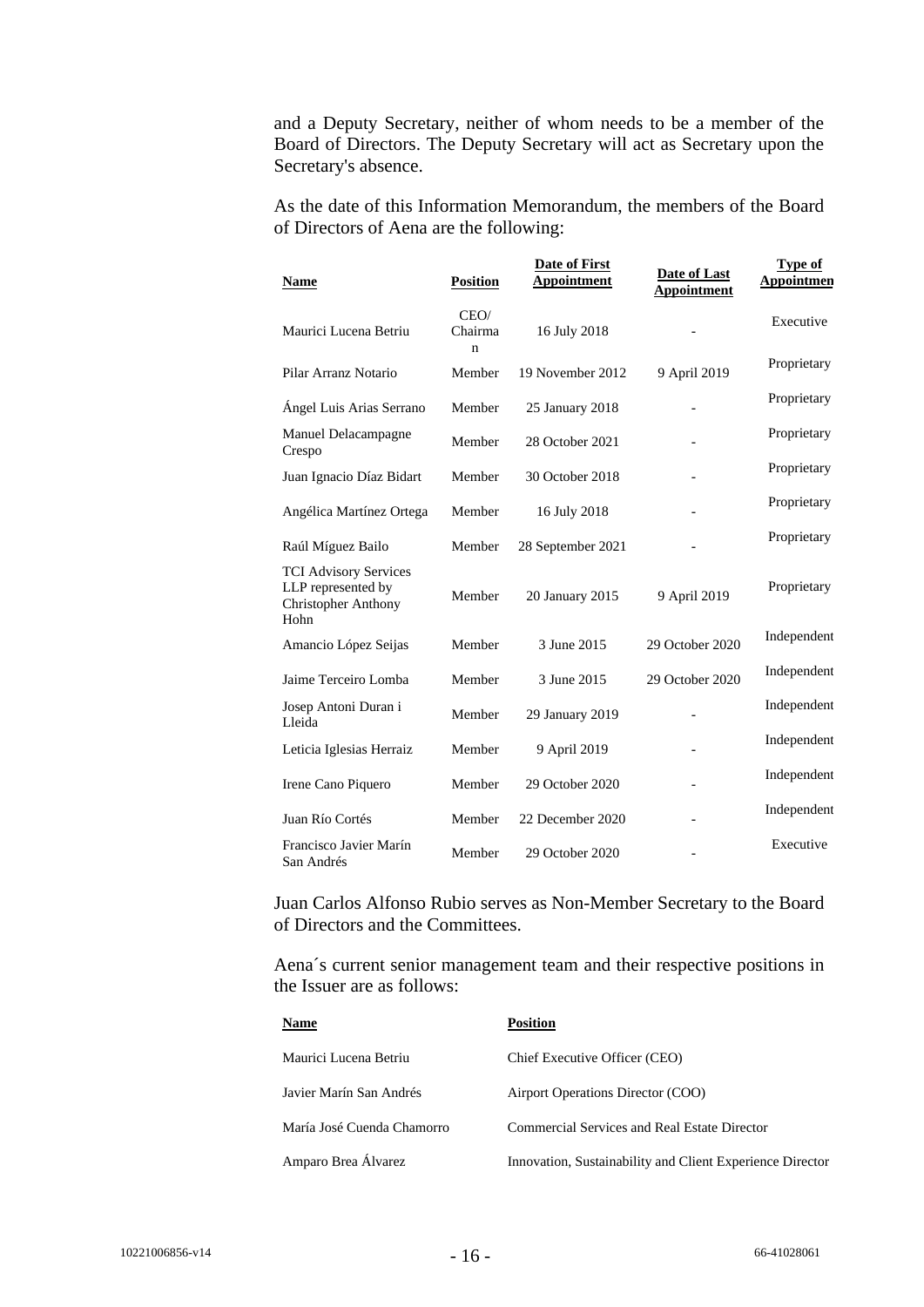and a Deputy Secretary, neither of whom needs to be a member of the Board of Directors. The Deputy Secretary will act as Secretary upon the Secretary's absence.

As the date of this Information Memorandum, the members of the Board of Directors of Aena are the following:

| Name | Position | Date of First Appointment | Date of Last Appointment | Type of Appointmen |
|---|---|---|---|---|
| Maurici Lucena Betriu | CEO/ Chairman | 16 July 2018 | - | Executive |
| Pilar Arranz Notario | Member | 19 November 2012 | 9 April 2019 | Proprietary |
| Ángel Luis Arias Serrano | Member | 25 January 2018 | - | Proprietary |
| Manuel Delacampagne Crespo | Member | 28 October 2021 | - | Proprietary |
| Juan Ignacio Díaz Bidart | Member | 30 October 2018 | - | Proprietary |
| Angélica Martínez Ortega | Member | 16 July 2018 | - | Proprietary |
| Raúl Míguez Bailo | Member | 28 September 2021 | - | Proprietary |
| TCI Advisory Services LLP represented by Christopher Anthony Hohn | Member | 20 January 2015 | 9 April 2019 | Proprietary |
| Amancio López Seijas | Member | 3 June 2015 | 29 October 2020 | Independent |
| Jaime Terceiro Lomba | Member | 3 June 2015 | 29 October 2020 | Independent |
| Josep Antoni Duran i Lleida | Member | 29 January 2019 | - | Independent |
| Leticia Iglesias Herraiz | Member | 9 April 2019 | - | Independent |
| Irene Cano Piquero | Member | 29 October 2020 | - | Independent |
| Juan Río Cortés | Member | 22 December 2020 | - | Independent |
| Francisco Javier Marín San Andrés | Member | 29 October 2020 | - | Executive |

Juan Carlos Alfonso Rubio serves as Non-Member Secretary to the Board of Directors and the Committees.

Aena´s current senior management team and their respective positions in the Issuer are as follows:

| Name | Position |
|---|---|
| Maurici Lucena Betriu | Chief Executive Officer (CEO) |
| Javier Marín San Andrés | Airport Operations Director (COO) |
| María José Cuenda Chamorro | Commercial Services and Real Estate Director |
| Amparo Brea Álvarez | Innovation, Sustainability and Client Experience Director |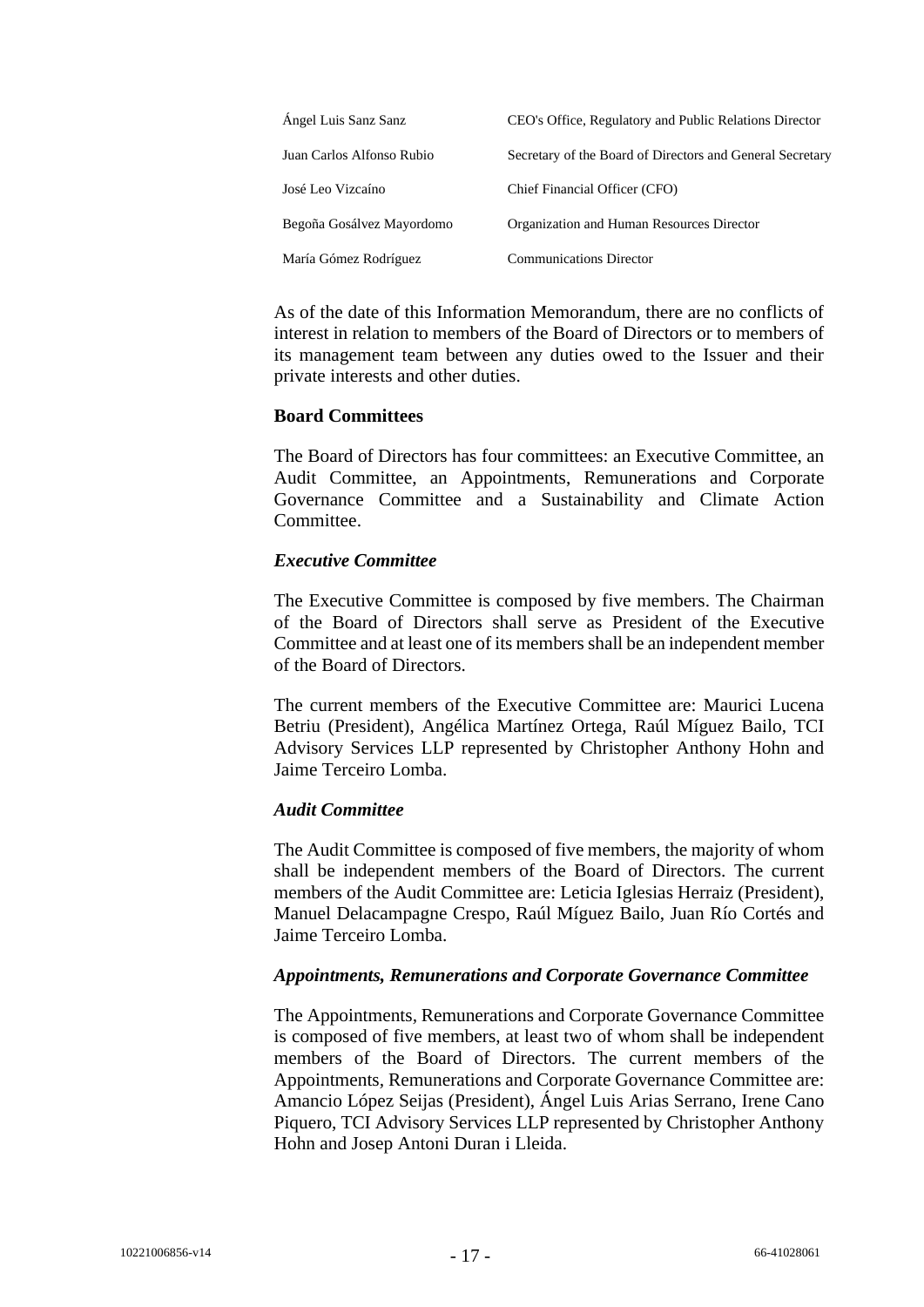| | |
|---|---|
| Ángel Luis Sanz Sanz | CEO's Office, Regulatory and Public Relations Director |
| Juan Carlos Alfonso Rubio | Secretary of the Board of Directors and General Secretary |
| José Leo Vizcaíno | Chief Financial Officer (CFO) |
| Begoña Gosálvez Mayordomo | Organization and Human Resources Director |
| María Gómez Rodríguez | Communications Director |

As of the date of this Information Memorandum, there are no conflicts of interest in relation to members of the Board of Directors or to members of its management team between any duties owed to the Issuer and their private interests and other duties.

**Board Committees**

The Board of Directors has four committees: an Executive Committee, an Audit Committee, an Appointments, Remunerations and Corporate Governance Committee and a Sustainability and Climate Action Committee.

***Executive Committee***

The Executive Committee is composed by five members. The Chairman of the Board of Directors shall serve as President of the Executive Committee and at least one of its members shall be an independent member of the Board of Directors.

The current members of the Executive Committee are: Maurici Lucena Betriu (President), Angélica Martínez Ortega, Raúl Míguez Bailo, TCI Advisory Services LLP represented by Christopher Anthony Hohn and Jaime Terceiro Lomba.

***Audit Committee***

The Audit Committee is composed of five members, the majority of whom shall be independent members of the Board of Directors. The current members of the Audit Committee are: Leticia Iglesias Herraiz (President), Manuel Delacampagne Crespo, Raúl Míguez Bailo, Juan Río Cortés and Jaime Terceiro Lomba.

***Appointments, Remunerations and Corporate Governance Committee***

The Appointments, Remunerations and Corporate Governance Committee is composed of five members, at least two of whom shall be independent members of the Board of Directors. The current members of the Appointments, Remunerations and Corporate Governance Committee are: Amancio López Seijas (President), Ángel Luis Arias Serrano, Irene Cano Piquero, TCI Advisory Services LLP represented by Christopher Anthony Hohn and Josep Antoni Duran i Lleida.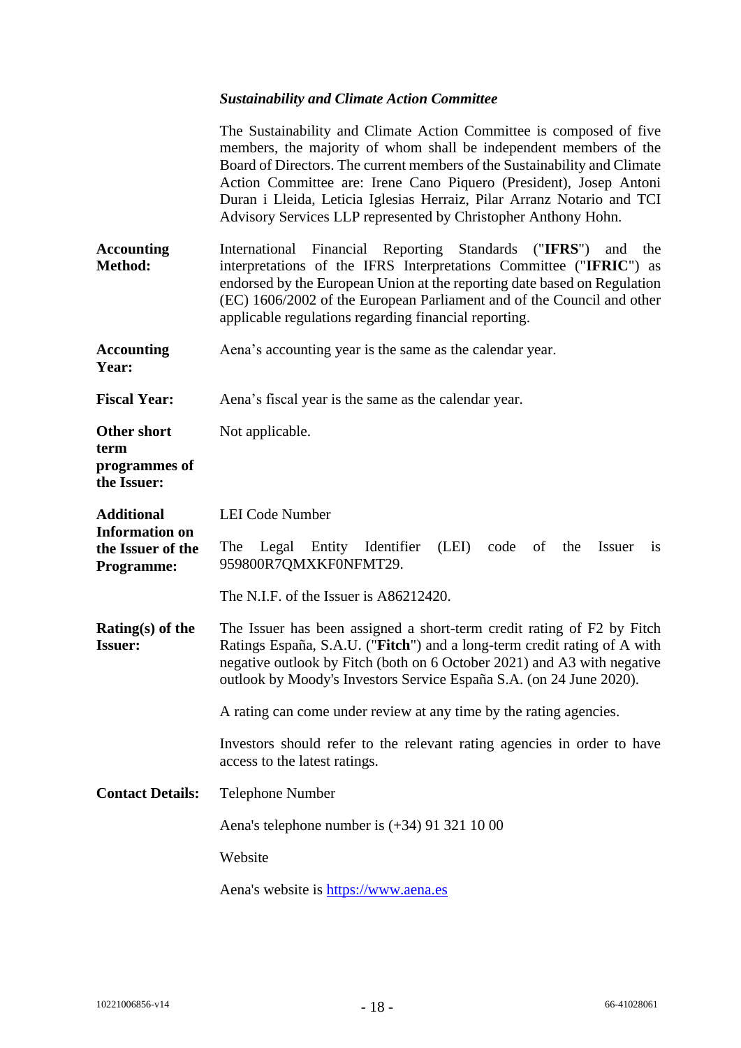***Sustainability and Climate Action Committee***

The Sustainability and Climate Action Committee is composed of five members, the majority of whom shall be independent members of the Board of Directors. The current members of the Sustainability and Climate Action Committee are: Irene Cano Piquero (President), Josep Antoni Duran i Lleida, Leticia Iglesias Herraiz, Pilar Arranz Notario and TCI Advisory Services LLP represented by Christopher Anthony Hohn.

**Accounting Method:** International Financial Reporting Standards ("**IFRS**") and the interpretations of the IFRS Interpretations Committee ("**IFRIC**") as endorsed by the European Union at the reporting date based on Regulation (EC) 1606/2002 of the European Parliament and of the Council and other applicable regulations regarding financial reporting.

**Accounting Year:** Aena's accounting year is the same as the calendar year.

**Fiscal Year:** Aena's fiscal year is the same as the calendar year.

**Other short term programmes of the Issuer:** Not applicable.

**Additional Information on the Issuer of the Programme:**

LEI Code Number

The Legal Entity Identifier (LEI) code of the Issuer is 959800R7QMXKF0NFMT29.

The N.I.F. of the Issuer is A86212420.

**Rating(s) of the Issuer:** The Issuer has been assigned a short-term credit rating of F2 by Fitch Ratings España, S.A.U. ("**Fitch**") and a long-term credit rating of A with negative outlook by Fitch (both on 6 October 2021) and A3 with negative outlook by Moody's Investors Service España S.A. (on 24 June 2020).

A rating can come under review at any time by the rating agencies.

Investors should refer to the relevant rating agencies in order to have access to the latest ratings.

**Contact Details:**

Telephone Number

Aena's telephone number is (+34) 91 321 10 00

Website

Aena's website is https://www.aena.es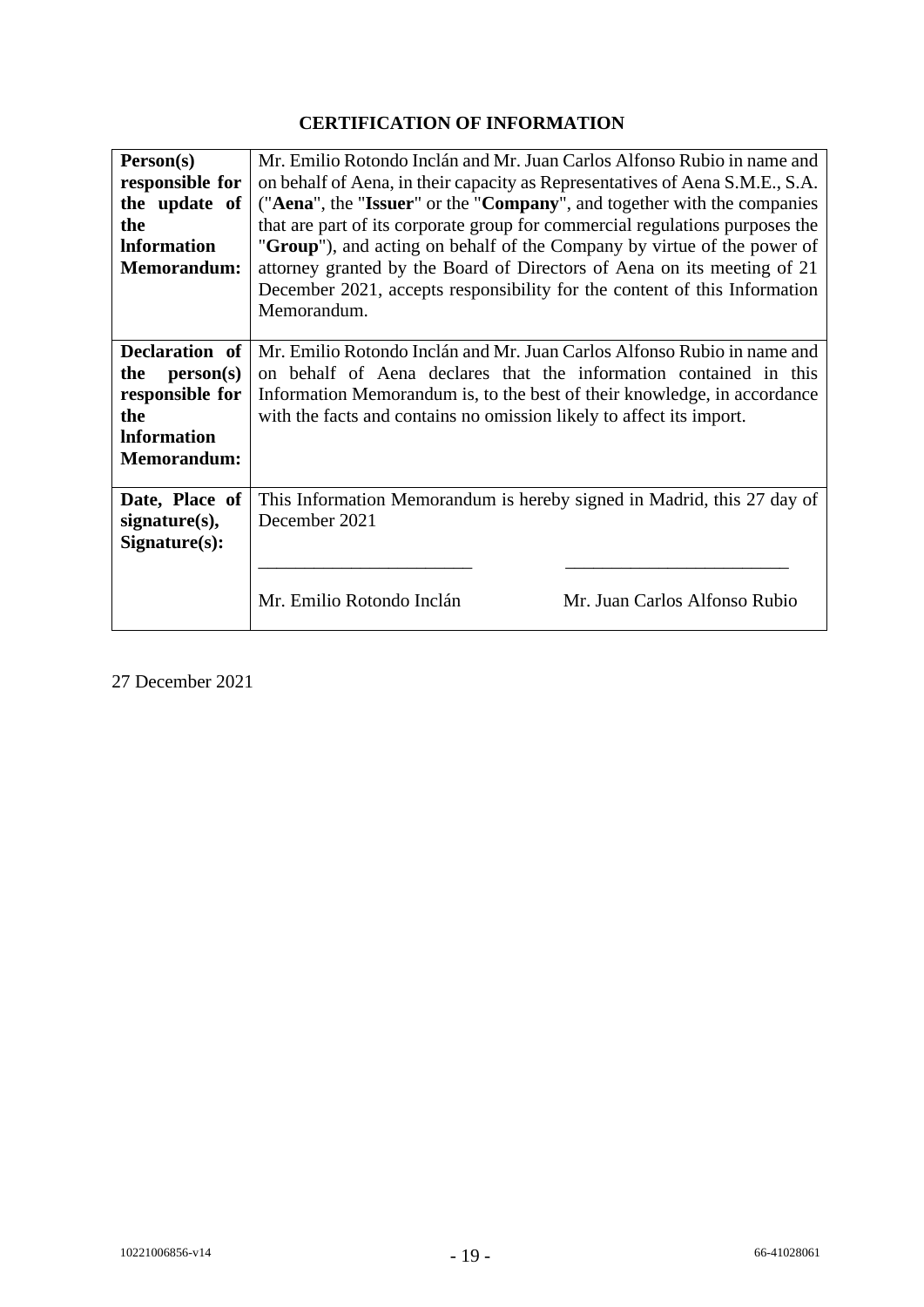## CERTIFICATION OF INFORMATION

| | |
|---|---|
| **Person(s) responsible for the update of the lnformation Memorandum:** | Mr. Emilio Rotondo Inclán and Mr. Juan Carlos Alfonso Rubio in name and on behalf of Aena, in their capacity as Representatives of Aena S.M.E., S.A. ("**Aena**", the "**Issuer**" or the "**Company**", and together with the companies that are part of its corporate group for commercial regulations purposes the "**Group**"), and acting on behalf of the Company by virtue of the power of attorney granted by the Board of Directors of Aena on its meeting of 21 December 2021, accepts responsibility for the content of this Information Memorandum. |
| **Declaration of the person(s) responsible for the lnformation Memorandum:** | Mr. Emilio Rotondo Inclán and Mr. Juan Carlos Alfonso Rubio in name and on behalf of Aena declares that the information contained in this Information Memorandum is, to the best of their knowledge, in accordance with the facts and contains no omission likely to affect its import. |
| **Date, Place of signature(s), Signature(s):** | This Information Memorandum is hereby signed in Madrid, this 27 day of December 2021<br><br>\_\_\_\_\_\_\_\_\_\_\_\_\_\_\_\_\_\_\_\_\_\_\_\_ \_\_\_\_\_\_\_\_\_\_\_\_\_\_\_\_\_\_\_\_\_\_\_\_<br><br>Mr. Emilio Rotondo Inclán Mr. Juan Carlos Alfonso Rubio |

27 December 2021

10221006856-v14 66-41028061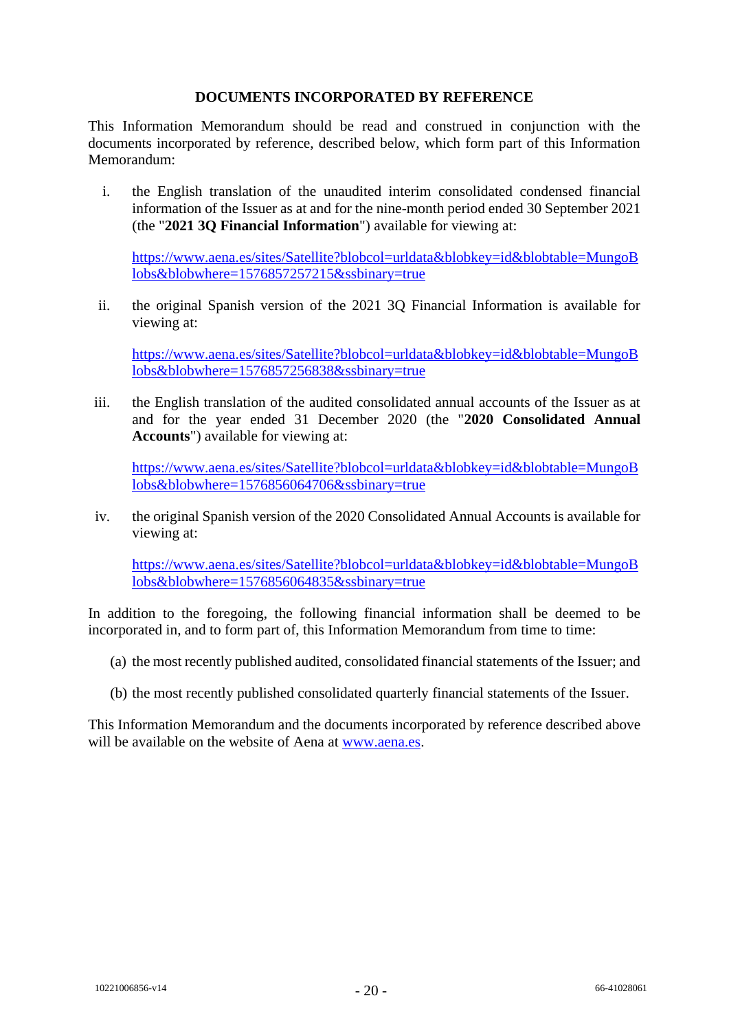## DOCUMENTS INCORPORATED BY REFERENCE

This Information Memorandum should be read and construed in conjunction with the documents incorporated by reference, described below, which form part of this Information Memorandum:

i. the English translation of the unaudited interim consolidated condensed financial information of the Issuer as at and for the nine-month period ended 30 September 2021 (the "**2021 3Q Financial Information**") available for viewing at:

   https://www.aena.es/sites/Satellite?blobcol=urldata&blobkey=id&blobtable=MungoBlobs&blobwhere=1576857257215&ssbinary=true

ii. the original Spanish version of the 2021 3Q Financial Information is available for viewing at:

   https://www.aena.es/sites/Satellite?blobcol=urldata&blobkey=id&blobtable=MungoBlobs&blobwhere=1576857256838&ssbinary=true

iii. the English translation of the audited consolidated annual accounts of the Issuer as at and for the year ended 31 December 2020 (the "**2020 Consolidated Annual Accounts**") available for viewing at:

   https://www.aena.es/sites/Satellite?blobcol=urldata&blobkey=id&blobtable=MungoBlobs&blobwhere=1576856064706&ssbinary=true

iv. the original Spanish version of the 2020 Consolidated Annual Accounts is available for viewing at:

   https://www.aena.es/sites/Satellite?blobcol=urldata&blobkey=id&blobtable=MungoBlobs&blobwhere=1576856064835&ssbinary=true

In addition to the foregoing, the following financial information shall be deemed to be incorporated in, and to form part of, this Information Memorandum from time to time:

(a) the most recently published audited, consolidated financial statements of the Issuer; and

(b) the most recently published consolidated quarterly financial statements of the Issuer.

This Information Memorandum and the documents incorporated by reference described above will be available on the website of Aena at www.aena.es.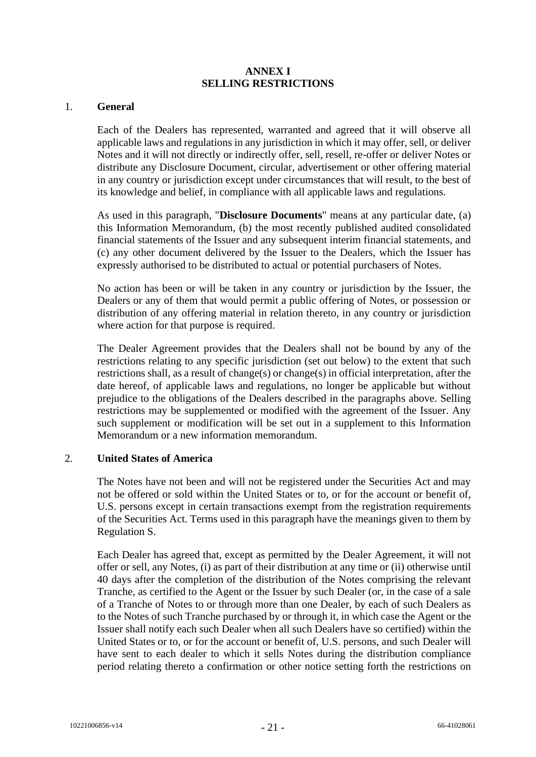# ANNEX I
# SELLING RESTRICTIONS

## 1. General

Each of the Dealers has represented, warranted and agreed that it will observe all applicable laws and regulations in any jurisdiction in which it may offer, sell, or deliver Notes and it will not directly or indirectly offer, sell, resell, re-offer or deliver Notes or distribute any Disclosure Document, circular, advertisement or other offering material in any country or jurisdiction except under circumstances that will result, to the best of its knowledge and belief, in compliance with all applicable laws and regulations.

As used in this paragraph, "**Disclosure Documents**" means at any particular date, (a) this Information Memorandum, (b) the most recently published audited consolidated financial statements of the Issuer and any subsequent interim financial statements, and (c) any other document delivered by the Issuer to the Dealers, which the Issuer has expressly authorised to be distributed to actual or potential purchasers of Notes.

No action has been or will be taken in any country or jurisdiction by the Issuer, the Dealers or any of them that would permit a public offering of Notes, or possession or distribution of any offering material in relation thereto, in any country or jurisdiction where action for that purpose is required.

The Dealer Agreement provides that the Dealers shall not be bound by any of the restrictions relating to any specific jurisdiction (set out below) to the extent that such restrictions shall, as a result of change(s) or change(s) in official interpretation, after the date hereof, of applicable laws and regulations, no longer be applicable but without prejudice to the obligations of the Dealers described in the paragraphs above. Selling restrictions may be supplemented or modified with the agreement of the Issuer. Any such supplement or modification will be set out in a supplement to this Information Memorandum or a new information memorandum.

## 2. United States of America

The Notes have not been and will not be registered under the Securities Act and may not be offered or sold within the United States or to, or for the account or benefit of, U.S. persons except in certain transactions exempt from the registration requirements of the Securities Act. Terms used in this paragraph have the meanings given to them by Regulation S.

Each Dealer has agreed that, except as permitted by the Dealer Agreement, it will not offer or sell, any Notes, (i) as part of their distribution at any time or (ii) otherwise until 40 days after the completion of the distribution of the Notes comprising the relevant Tranche, as certified to the Agent or the Issuer by such Dealer (or, in the case of a sale of a Tranche of Notes to or through more than one Dealer, by each of such Dealers as to the Notes of such Tranche purchased by or through it, in which case the Agent or the Issuer shall notify each such Dealer when all such Dealers have so certified) within the United States or to, or for the account or benefit of, U.S. persons, and such Dealer will have sent to each dealer to which it sells Notes during the distribution compliance period relating thereto a confirmation or other notice setting forth the restrictions on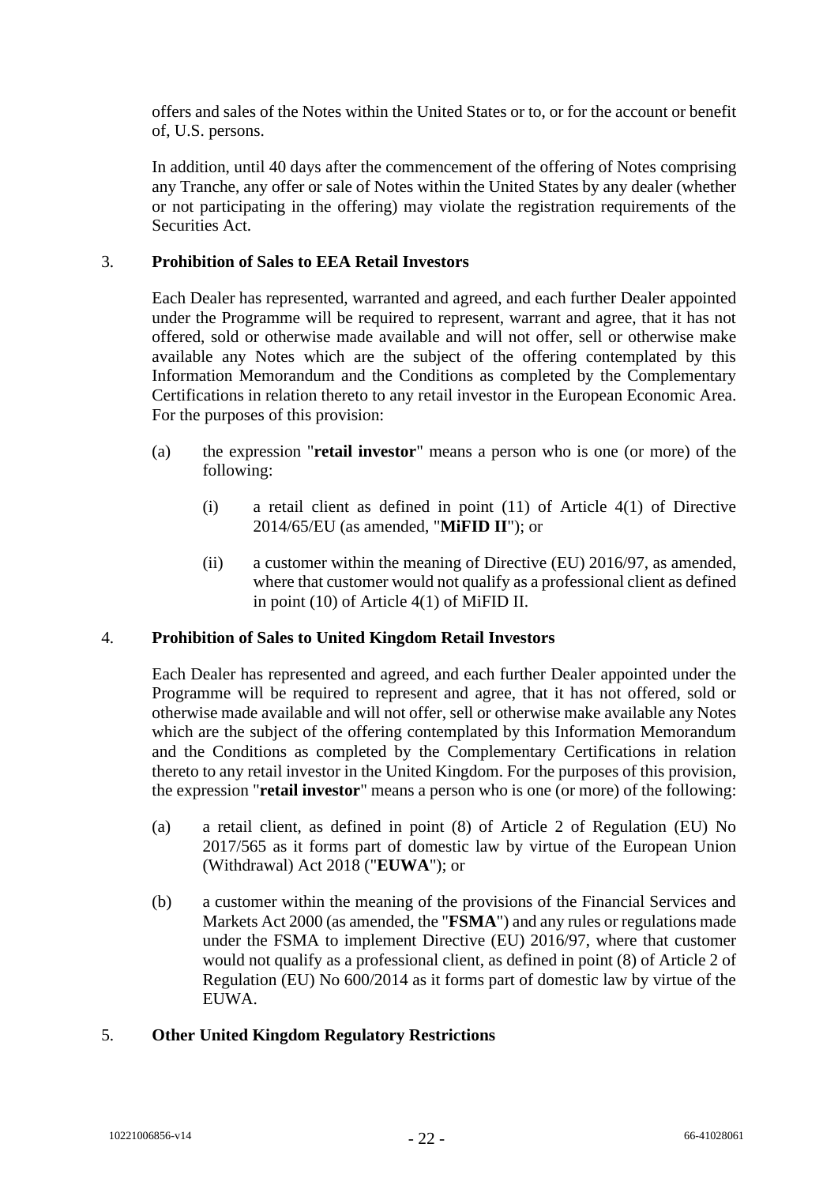offers and sales of the Notes within the United States or to, or for the account or benefit of, U.S. persons.

In addition, until 40 days after the commencement of the offering of Notes comprising any Tranche, any offer or sale of Notes within the United States by any dealer (whether or not participating in the offering) may violate the registration requirements of the Securities Act.

## 3. Prohibition of Sales to EEA Retail Investors

Each Dealer has represented, warranted and agreed, and each further Dealer appointed under the Programme will be required to represent, warrant and agree, that it has not offered, sold or otherwise made available and will not offer, sell or otherwise make available any Notes which are the subject of the offering contemplated by this Information Memorandum and the Conditions as completed by the Complementary Certifications in relation thereto to any retail investor in the European Economic Area. For the purposes of this provision:

(a) the expression "**retail investor**" means a person who is one (or more) of the following:

   (i) a retail client as defined in point (11) of Article 4(1) of Directive 2014/65/EU (as amended, "**MiFID II**"); or

   (ii) a customer within the meaning of Directive (EU) 2016/97, as amended, where that customer would not qualify as a professional client as defined in point (10) of Article 4(1) of MiFID II.

## 4. Prohibition of Sales to United Kingdom Retail Investors

Each Dealer has represented and agreed, and each further Dealer appointed under the Programme will be required to represent and agree, that it has not offered, sold or otherwise made available and will not offer, sell or otherwise make available any Notes which are the subject of the offering contemplated by this Information Memorandum and the Conditions as completed by the Complementary Certifications in relation thereto to any retail investor in the United Kingdom. For the purposes of this provision, the expression "**retail investor**" means a person who is one (or more) of the following:

(a) a retail client, as defined in point (8) of Article 2 of Regulation (EU) No 2017/565 as it forms part of domestic law by virtue of the European Union (Withdrawal) Act 2018 ("**EUWA**"); or

(b) a customer within the meaning of the provisions of the Financial Services and Markets Act 2000 (as amended, the "**FSMA**") and any rules or regulations made under the FSMA to implement Directive (EU) 2016/97, where that customer would not qualify as a professional client, as defined in point (8) of Article 2 of Regulation (EU) No 600/2014 as it forms part of domestic law by virtue of the EUWA.

## 5. Other United Kingdom Regulatory Restrictions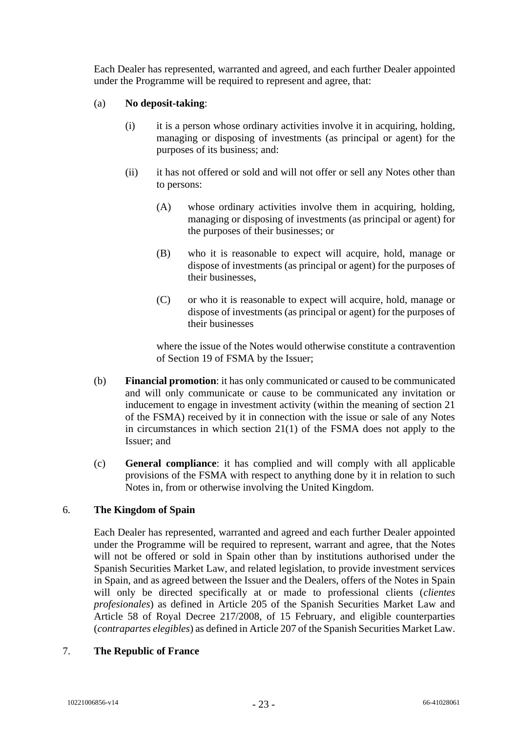Each Dealer has represented, warranted and agreed, and each further Dealer appointed under the Programme will be required to represent and agree, that:

(a) **No deposit-taking**:

   (i) it is a person whose ordinary activities involve it in acquiring, holding, managing or disposing of investments (as principal or agent) for the purposes of its business; and:

   (ii) it has not offered or sold and will not offer or sell any Notes other than to persons:

      (A) whose ordinary activities involve them in acquiring, holding, managing or disposing of investments (as principal or agent) for the purposes of their businesses; or

      (B) who it is reasonable to expect will acquire, hold, manage or dispose of investments (as principal or agent) for the purposes of their businesses,

      (C) or who it is reasonable to expect will acquire, hold, manage or dispose of investments (as principal or agent) for the purposes of their businesses

   where the issue of the Notes would otherwise constitute a contravention of Section 19 of FSMA by the Issuer;

(b) **Financial promotion**: it has only communicated or caused to be communicated and will only communicate or cause to be communicated any invitation or inducement to engage in investment activity (within the meaning of section 21 of the FSMA) received by it in connection with the issue or sale of any Notes in circumstances in which section 21(1) of the FSMA does not apply to the Issuer; and

(c) **General compliance**: it has complied and will comply with all applicable provisions of the FSMA with respect to anything done by it in relation to such Notes in, from or otherwise involving the United Kingdom.

## 6. The Kingdom of Spain

Each Dealer has represented, warranted and agreed and each further Dealer appointed under the Programme will be required to represent, warrant and agree, that the Notes will not be offered or sold in Spain other than by institutions authorised under the Spanish Securities Market Law, and related legislation, to provide investment services in Spain, and as agreed between the Issuer and the Dealers, offers of the Notes in Spain will only be directed specifically at or made to professional clients (*clientes profesionales*) as defined in Article 205 of the Spanish Securities Market Law and Article 58 of Royal Decree 217/2008, of 15 February, and eligible counterparties (*contrapartes elegibles*) as defined in Article 207 of the Spanish Securities Market Law.

## 7. The Republic of France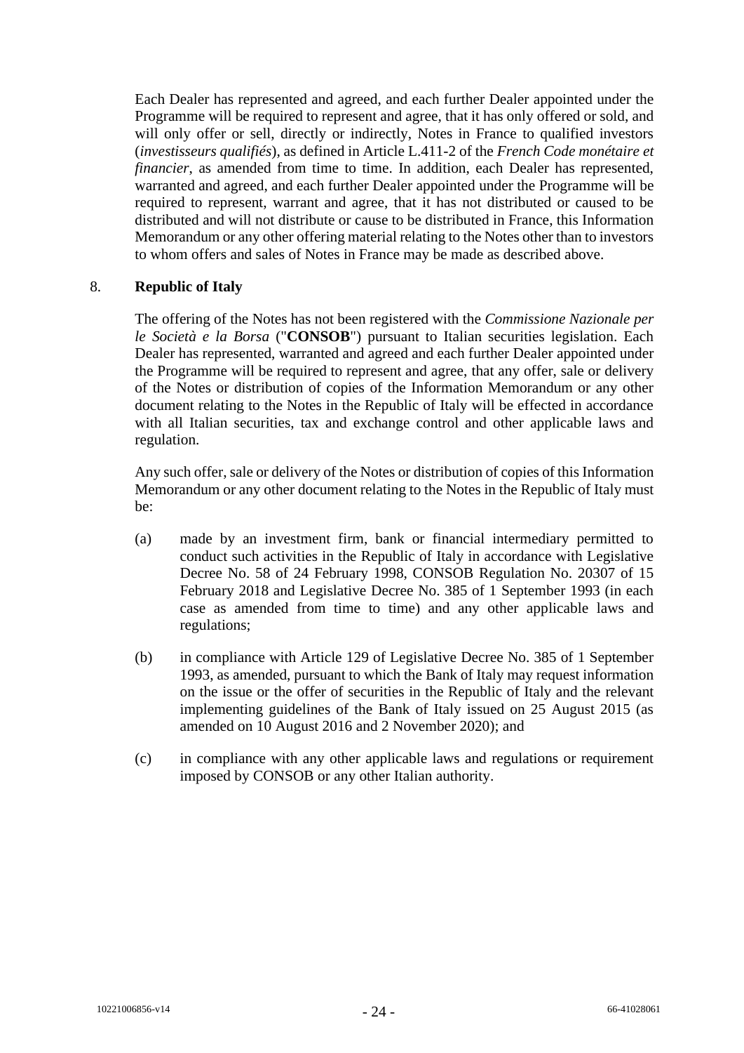Each Dealer has represented and agreed, and each further Dealer appointed under the Programme will be required to represent and agree, that it has only offered or sold, and will only offer or sell, directly or indirectly, Notes in France to qualified investors (*investisseurs qualifiés*), as defined in Article L.411-2 of the *French Code monétaire et financier*, as amended from time to time. In addition, each Dealer has represented, warranted and agreed, and each further Dealer appointed under the Programme will be required to represent, warrant and agree, that it has not distributed or caused to be distributed and will not distribute or cause to be distributed in France, this Information Memorandum or any other offering material relating to the Notes other than to investors to whom offers and sales of Notes in France may be made as described above.

8. **Republic of Italy**

The offering of the Notes has not been registered with the *Commissione Nazionale per le Società e la Borsa* ("**CONSOB**") pursuant to Italian securities legislation. Each Dealer has represented, warranted and agreed and each further Dealer appointed under the Programme will be required to represent and agree, that any offer, sale or delivery of the Notes or distribution of copies of the Information Memorandum or any other document relating to the Notes in the Republic of Italy will be effected in accordance with all Italian securities, tax and exchange control and other applicable laws and regulation.

Any such offer, sale or delivery of the Notes or distribution of copies of this Information Memorandum or any other document relating to the Notes in the Republic of Italy must be:

(a) made by an investment firm, bank or financial intermediary permitted to conduct such activities in the Republic of Italy in accordance with Legislative Decree No. 58 of 24 February 1998, CONSOB Regulation No. 20307 of 15 February 2018 and Legislative Decree No. 385 of 1 September 1993 (in each case as amended from time to time) and any other applicable laws and regulations;

(b) in compliance with Article 129 of Legislative Decree No. 385 of 1 September 1993, as amended, pursuant to which the Bank of Italy may request information on the issue or the offer of securities in the Republic of Italy and the relevant implementing guidelines of the Bank of Italy issued on 25 August 2015 (as amended on 10 August 2016 and 2 November 2020); and

(c) in compliance with any other applicable laws and regulations or requirement imposed by CONSOB or any other Italian authority.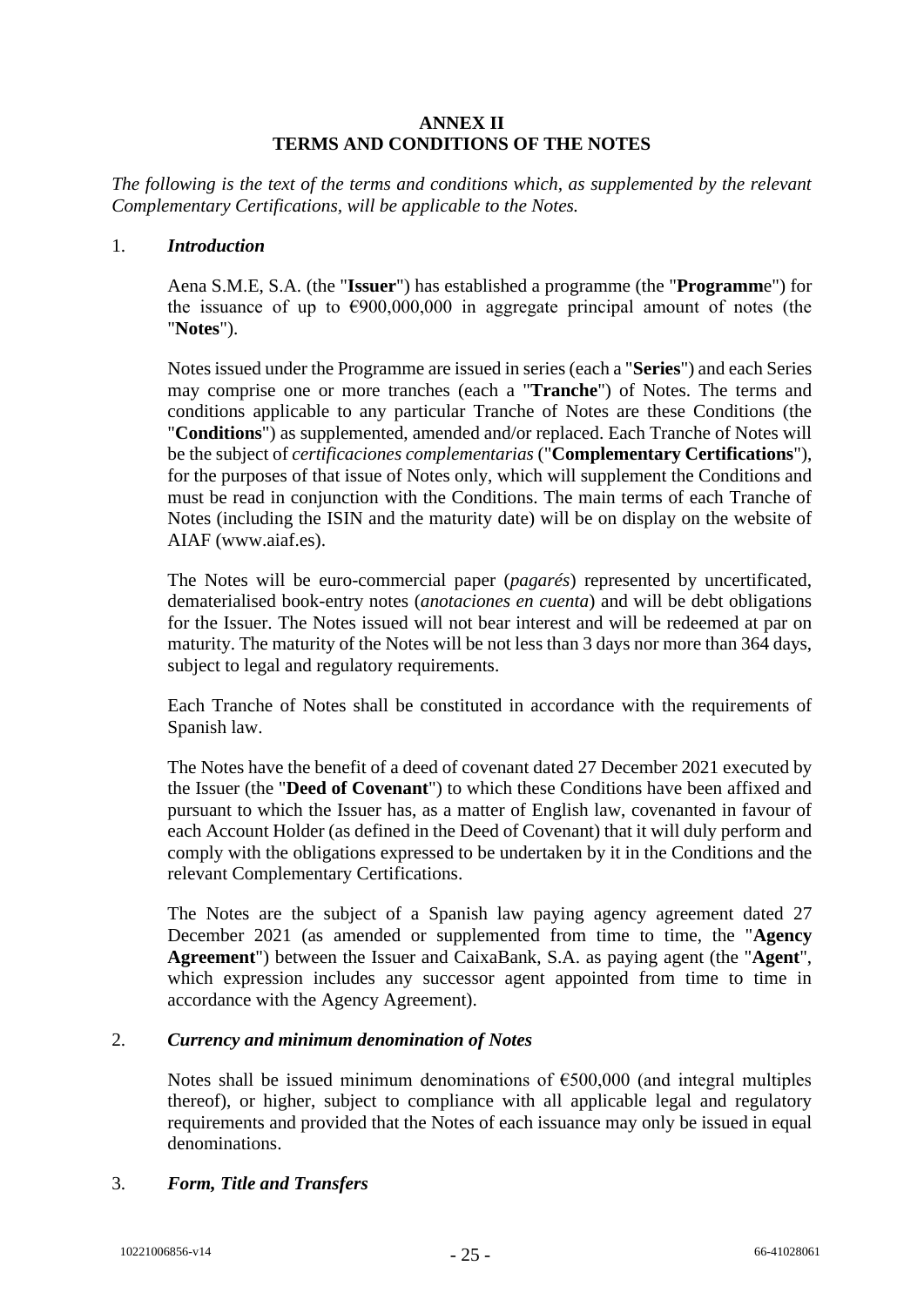# ANNEX II
# TERMS AND CONDITIONS OF THE NOTES

*The following is the text of the terms and conditions which, as supplemented by the relevant Complementary Certifications, will be applicable to the Notes.*

## 1. *Introduction*

Aena S.M.E, S.A. (the "**Issuer**") has established a programme (the "**Programme**") for the issuance of up to €900,000,000 in aggregate principal amount of notes (the "**Notes**").

Notes issued under the Programme are issued in series (each a "**Series**") and each Series may comprise one or more tranches (each a "**Tranche**") of Notes. The terms and conditions applicable to any particular Tranche of Notes are these Conditions (the "**Conditions**") as supplemented, amended and/or replaced. Each Tranche of Notes will be the subject of *certificaciones complementarias* ("**Complementary Certifications**"), for the purposes of that issue of Notes only, which will supplement the Conditions and must be read in conjunction with the Conditions. The main terms of each Tranche of Notes (including the ISIN and the maturity date) will be on display on the website of AIAF (www.aiaf.es).

The Notes will be euro-commercial paper (*pagarés*) represented by uncertificated, dematerialised book-entry notes (*anotaciones en cuenta*) and will be debt obligations for the Issuer. The Notes issued will not bear interest and will be redeemed at par on maturity. The maturity of the Notes will be not less than 3 days nor more than 364 days, subject to legal and regulatory requirements.

Each Tranche of Notes shall be constituted in accordance with the requirements of Spanish law.

The Notes have the benefit of a deed of covenant dated 27 December 2021 executed by the Issuer (the "**Deed of Covenant**") to which these Conditions have been affixed and pursuant to which the Issuer has, as a matter of English law, covenanted in favour of each Account Holder (as defined in the Deed of Covenant) that it will duly perform and comply with the obligations expressed to be undertaken by it in the Conditions and the relevant Complementary Certifications.

The Notes are the subject of a Spanish law paying agency agreement dated 27 December 2021 (as amended or supplemented from time to time, the "**Agency Agreement**") between the Issuer and CaixaBank, S.A. as paying agent (the "**Agent**", which expression includes any successor agent appointed from time to time in accordance with the Agency Agreement).

## 2. *Currency and minimum denomination of Notes*

Notes shall be issued minimum denominations of €500,000 (and integral multiples thereof), or higher, subject to compliance with all applicable legal and regulatory requirements and provided that the Notes of each issuance may only be issued in equal denominations.

## 3. *Form, Title and Transfers*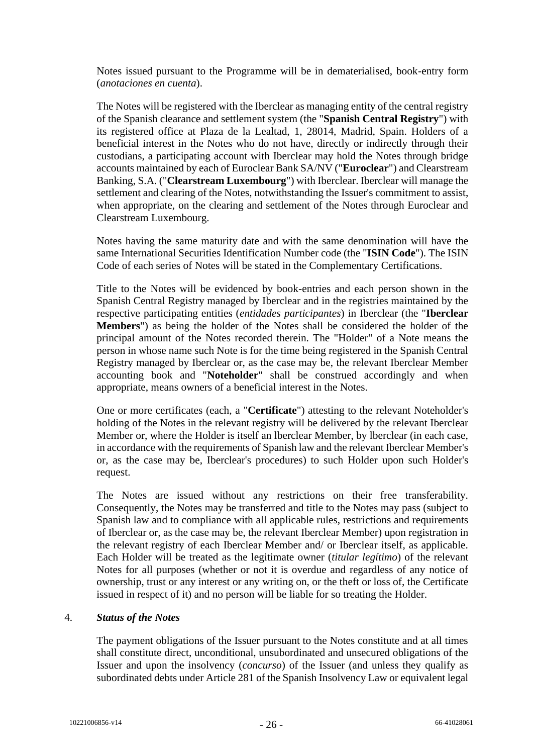Notes issued pursuant to the Programme will be in dematerialised, book-entry form (*anotaciones en cuenta*).

The Notes will be registered with the Iberclear as managing entity of the central registry of the Spanish clearance and settlement system (the "**Spanish Central Registry**") with its registered office at Plaza de la Lealtad, 1, 28014, Madrid, Spain. Holders of a beneficial interest in the Notes who do not have, directly or indirectly through their custodians, a participating account with Iberclear may hold the Notes through bridge accounts maintained by each of Euroclear Bank SA/NV ("**Euroclear**") and Clearstream Banking, S.A. ("**Clearstream Luxembourg**") with Iberclear. Iberclear will manage the settlement and clearing of the Notes, notwithstanding the Issuer's commitment to assist, when appropriate, on the clearing and settlement of the Notes through Euroclear and Clearstream Luxembourg.

Notes having the same maturity date and with the same denomination will have the same International Securities Identification Number code (the "**ISIN Code**"). The ISIN Code of each series of Notes will be stated in the Complementary Certifications.

Title to the Notes will be evidenced by book-entries and each person shown in the Spanish Central Registry managed by Iberclear and in the registries maintained by the respective participating entities (*entidades participantes*) in Iberclear (the "**Iberclear Members**") as being the holder of the Notes shall be considered the holder of the principal amount of the Notes recorded therein. The "Holder" of a Note means the person in whose name such Note is for the time being registered in the Spanish Central Registry managed by Iberclear or, as the case may be, the relevant Iberclear Member accounting book and "**Noteholder**" shall be construed accordingly and when appropriate, means owners of a beneficial interest in the Notes.

One or more certificates (each, a "**Certificate**") attesting to the relevant Noteholder's holding of the Notes in the relevant registry will be delivered by the relevant Iberclear Member or, where the Holder is itself an lberclear Member, by lberclear (in each case, in accordance with the requirements of Spanish law and the relevant Iberclear Member's or, as the case may be, Iberclear's procedures) to such Holder upon such Holder's request.

The Notes are issued without any restrictions on their free transferability. Consequently, the Notes may be transferred and title to the Notes may pass (subject to Spanish law and to compliance with all applicable rules, restrictions and requirements of Iberclear or, as the case may be, the relevant Iberclear Member) upon registration in the relevant registry of each Iberclear Member and/ or Iberclear itself, as applicable. Each Holder will be treated as the legitimate owner (*titular legítimo*) of the relevant Notes for all purposes (whether or not it is overdue and regardless of any notice of ownership, trust or any interest or any writing on, or the theft or loss of, the Certificate issued in respect of it) and no person will be liable for so treating the Holder.

4. ***Status of the Notes***

The payment obligations of the Issuer pursuant to the Notes constitute and at all times shall constitute direct, unconditional, unsubordinated and unsecured obligations of the Issuer and upon the insolvency (*concurso*) of the Issuer (and unless they qualify as subordinated debts under Article 281 of the Spanish Insolvency Law or equivalent legal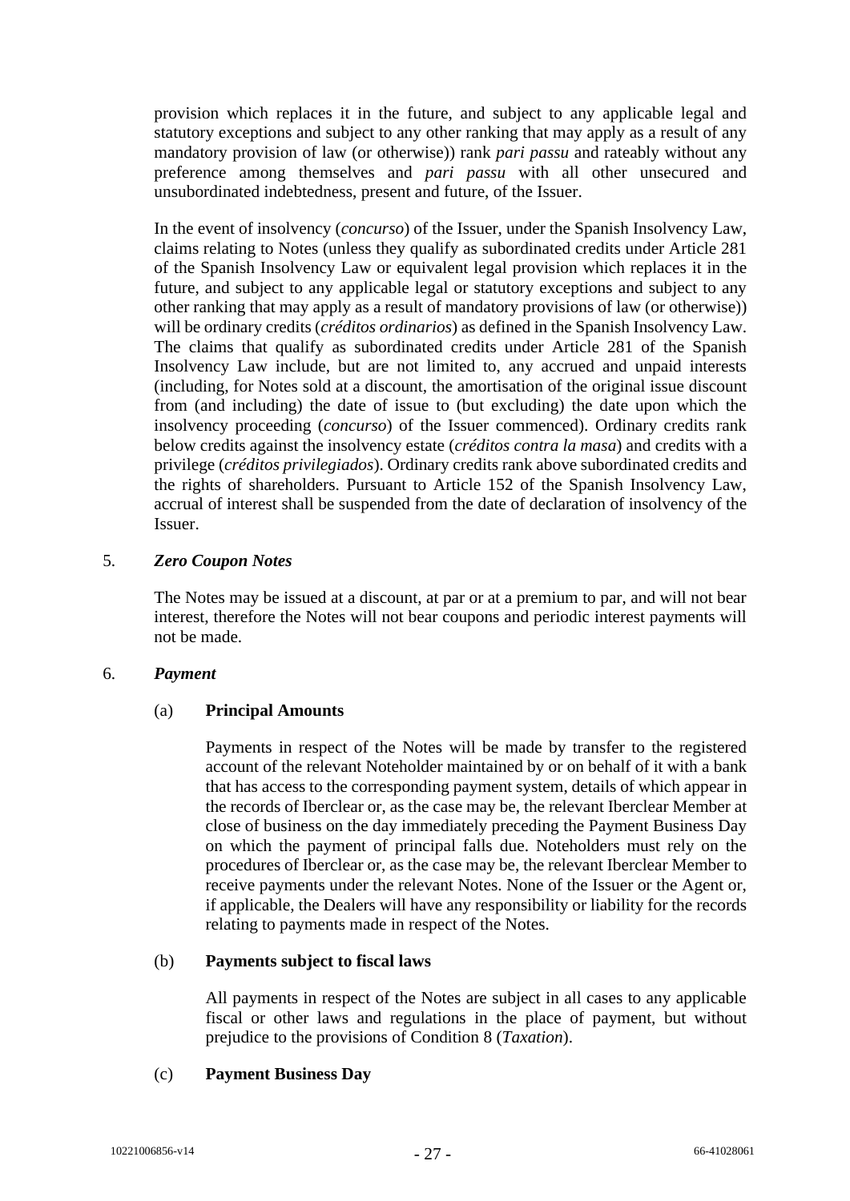provision which replaces it in the future, and subject to any applicable legal and statutory exceptions and subject to any other ranking that may apply as a result of any mandatory provision of law (or otherwise)) rank *pari passu* and rateably without any preference among themselves and *pari passu* with all other unsecured and unsubordinated indebtedness, present and future, of the Issuer.

In the event of insolvency (*concurso*) of the Issuer, under the Spanish Insolvency Law, claims relating to Notes (unless they qualify as subordinated credits under Article 281 of the Spanish Insolvency Law or equivalent legal provision which replaces it in the future, and subject to any applicable legal or statutory exceptions and subject to any other ranking that may apply as a result of mandatory provisions of law (or otherwise)) will be ordinary credits (*créditos ordinarios*) as defined in the Spanish Insolvency Law. The claims that qualify as subordinated credits under Article 281 of the Spanish Insolvency Law include, but are not limited to, any accrued and unpaid interests (including, for Notes sold at a discount, the amortisation of the original issue discount from (and including) the date of issue to (but excluding) the date upon which the insolvency proceeding (*concurso*) of the Issuer commenced). Ordinary credits rank below credits against the insolvency estate (*créditos contra la masa*) and credits with a privilege (*créditos privilegiados*). Ordinary credits rank above subordinated credits and the rights of shareholders. Pursuant to Article 152 of the Spanish Insolvency Law, accrual of interest shall be suspended from the date of declaration of insolvency of the Issuer.

5. ***Zero Coupon Notes***

The Notes may be issued at a discount, at par or at a premium to par, and will not bear interest, therefore the Notes will not bear coupons and periodic interest payments will not be made.

6. ***Payment***

(a) **Principal Amounts**

Payments in respect of the Notes will be made by transfer to the registered account of the relevant Noteholder maintained by or on behalf of it with a bank that has access to the corresponding payment system, details of which appear in the records of Iberclear or, as the case may be, the relevant Iberclear Member at close of business on the day immediately preceding the Payment Business Day on which the payment of principal falls due. Noteholders must rely on the procedures of Iberclear or, as the case may be, the relevant Iberclear Member to receive payments under the relevant Notes. None of the Issuer or the Agent or, if applicable, the Dealers will have any responsibility or liability for the records relating to payments made in respect of the Notes.

(b) **Payments subject to fiscal laws**

All payments in respect of the Notes are subject in all cases to any applicable fiscal or other laws and regulations in the place of payment, but without prejudice to the provisions of Condition 8 (*Taxation*).

(c) **Payment Business Day**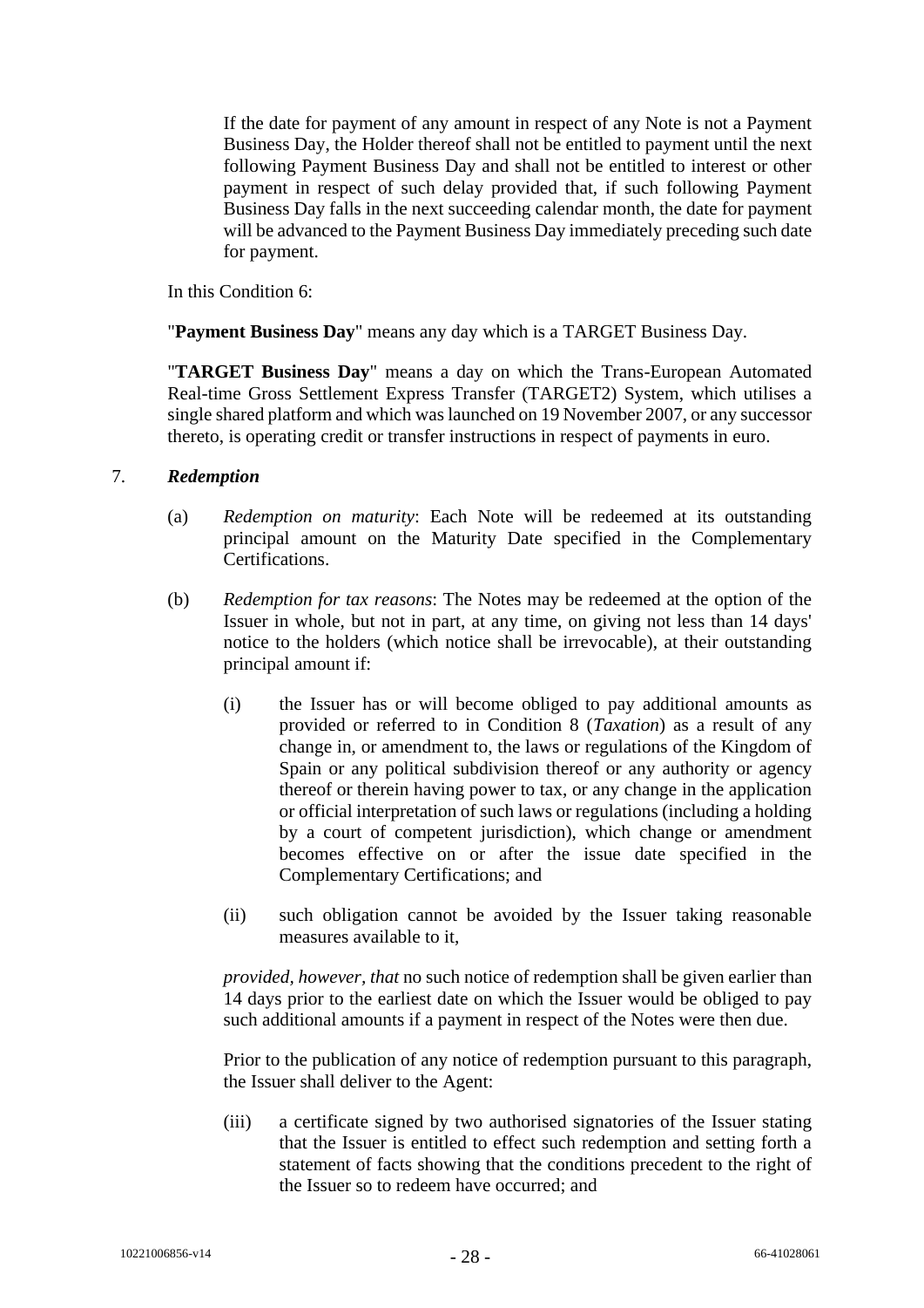If the date for payment of any amount in respect of any Note is not a Payment Business Day, the Holder thereof shall not be entitled to payment until the next following Payment Business Day and shall not be entitled to interest or other payment in respect of such delay provided that, if such following Payment Business Day falls in the next succeeding calendar month, the date for payment will be advanced to the Payment Business Day immediately preceding such date for payment.

In this Condition 6:

"**Payment Business Day**" means any day which is a TARGET Business Day.

"**TARGET Business Day**" means a day on which the Trans-European Automated Real-time Gross Settlement Express Transfer (TARGET2) System, which utilises a single shared platform and which was launched on 19 November 2007, or any successor thereto, is operating credit or transfer instructions in respect of payments in euro.

7. ***Redemption***

(a) *Redemption on maturity*: Each Note will be redeemed at its outstanding principal amount on the Maturity Date specified in the Complementary Certifications.

(b) *Redemption for tax reasons*: The Notes may be redeemed at the option of the Issuer in whole, but not in part, at any time, on giving not less than 14 days' notice to the holders (which notice shall be irrevocable), at their outstanding principal amount if:

(i) the Issuer has or will become obliged to pay additional amounts as provided or referred to in Condition 8 (*Taxation*) as a result of any change in, or amendment to, the laws or regulations of the Kingdom of Spain or any political subdivision thereof or any authority or agency thereof or therein having power to tax, or any change in the application or official interpretation of such laws or regulations (including a holding by a court of competent jurisdiction), which change or amendment becomes effective on or after the issue date specified in the Complementary Certifications; and

(ii) such obligation cannot be avoided by the Issuer taking reasonable measures available to it,

*provided, however, that* no such notice of redemption shall be given earlier than 14 days prior to the earliest date on which the Issuer would be obliged to pay such additional amounts if a payment in respect of the Notes were then due.

Prior to the publication of any notice of redemption pursuant to this paragraph, the Issuer shall deliver to the Agent:

(iii) a certificate signed by two authorised signatories of the Issuer stating that the Issuer is entitled to effect such redemption and setting forth a statement of facts showing that the conditions precedent to the right of the Issuer so to redeem have occurred; and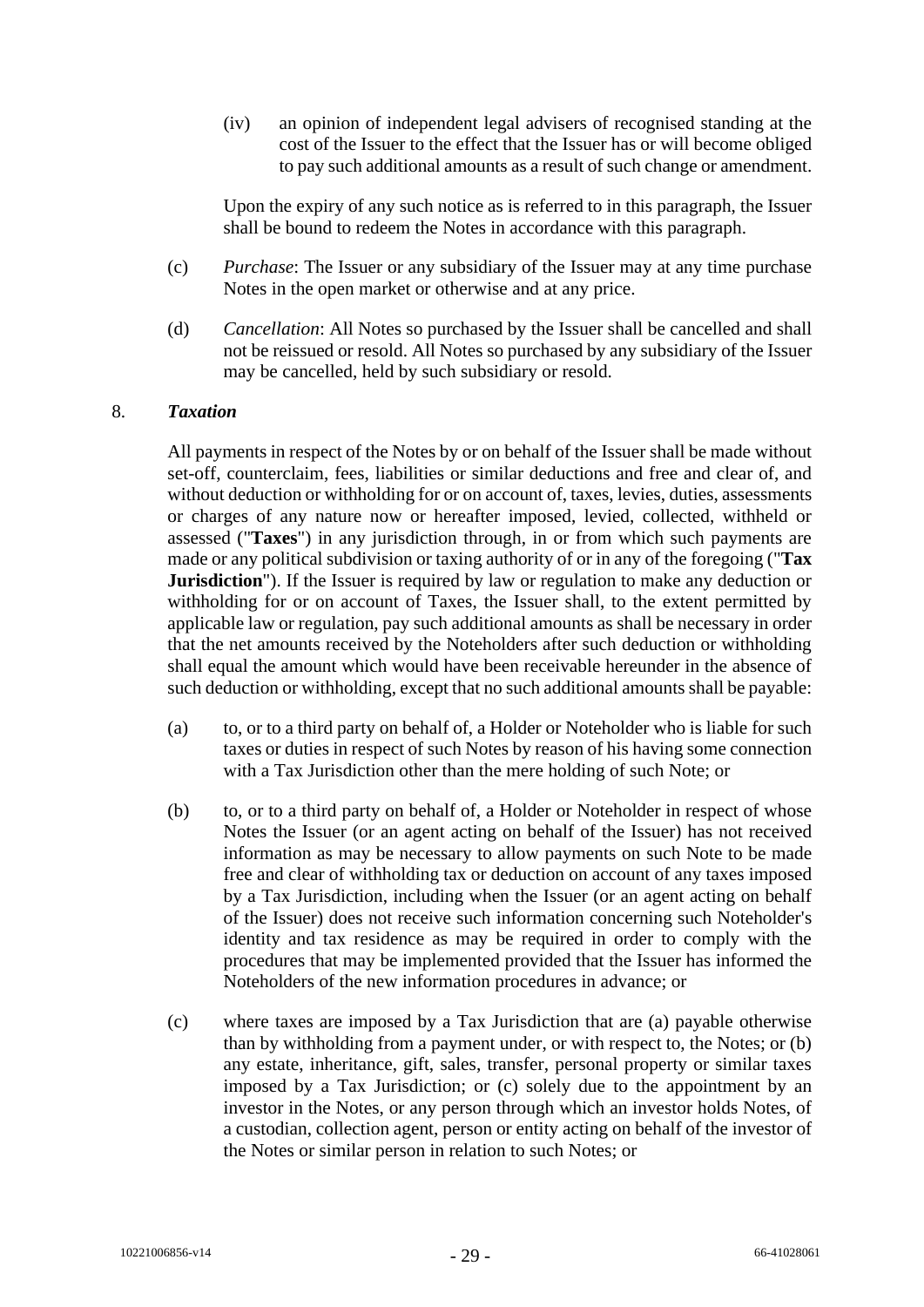(iv) an opinion of independent legal advisers of recognised standing at the cost of the Issuer to the effect that the Issuer has or will become obliged to pay such additional amounts as a result of such change or amendment.

Upon the expiry of any such notice as is referred to in this paragraph, the Issuer shall be bound to redeem the Notes in accordance with this paragraph.

(c) *Purchase*: The Issuer or any subsidiary of the Issuer may at any time purchase Notes in the open market or otherwise and at any price.

(d) *Cancellation*: All Notes so purchased by the Issuer shall be cancelled and shall not be reissued or resold. All Notes so purchased by any subsidiary of the Issuer may be cancelled, held by such subsidiary or resold.

8. ***Taxation***

All payments in respect of the Notes by or on behalf of the Issuer shall be made without set-off, counterclaim, fees, liabilities or similar deductions and free and clear of, and without deduction or withholding for or on account of, taxes, levies, duties, assessments or charges of any nature now or hereafter imposed, levied, collected, withheld or assessed ("**Taxes**") in any jurisdiction through, in or from which such payments are made or any political subdivision or taxing authority of or in any of the foregoing ("**Tax Jurisdiction**"). If the Issuer is required by law or regulation to make any deduction or withholding for or on account of Taxes, the Issuer shall, to the extent permitted by applicable law or regulation, pay such additional amounts as shall be necessary in order that the net amounts received by the Noteholders after such deduction or withholding shall equal the amount which would have been receivable hereunder in the absence of such deduction or withholding, except that no such additional amounts shall be payable:

(a) to, or to a third party on behalf of, a Holder or Noteholder who is liable for such taxes or duties in respect of such Notes by reason of his having some connection with a Tax Jurisdiction other than the mere holding of such Note; or

(b) to, or to a third party on behalf of, a Holder or Noteholder in respect of whose Notes the Issuer (or an agent acting on behalf of the Issuer) has not received information as may be necessary to allow payments on such Note to be made free and clear of withholding tax or deduction on account of any taxes imposed by a Tax Jurisdiction, including when the Issuer (or an agent acting on behalf of the Issuer) does not receive such information concerning such Noteholder's identity and tax residence as may be required in order to comply with the procedures that may be implemented provided that the Issuer has informed the Noteholders of the new information procedures in advance; or

(c) where taxes are imposed by a Tax Jurisdiction that are (a) payable otherwise than by withholding from a payment under, or with respect to, the Notes; or (b) any estate, inheritance, gift, sales, transfer, personal property or similar taxes imposed by a Tax Jurisdiction; or (c) solely due to the appointment by an investor in the Notes, or any person through which an investor holds Notes, of a custodian, collection agent, person or entity acting on behalf of the investor of the Notes or similar person in relation to such Notes; or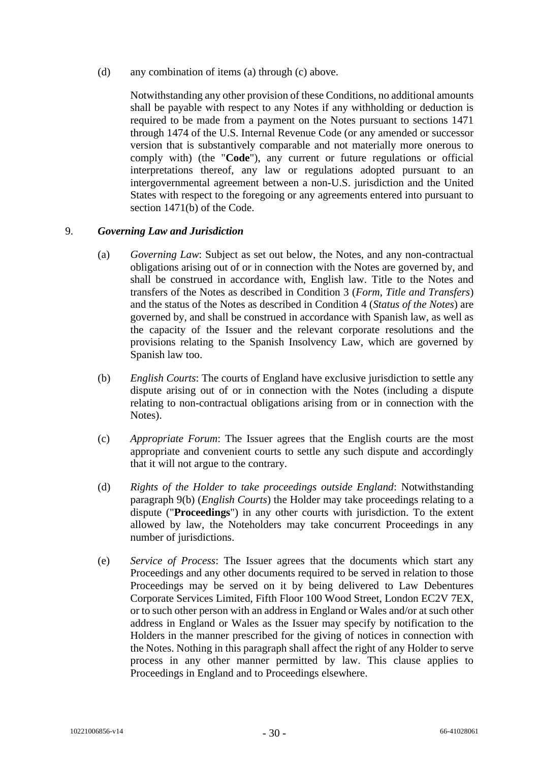(d) any combination of items (a) through (c) above.

Notwithstanding any other provision of these Conditions, no additional amounts shall be payable with respect to any Notes if any withholding or deduction is required to be made from a payment on the Notes pursuant to sections 1471 through 1474 of the U.S. Internal Revenue Code (or any amended or successor version that is substantively comparable and not materially more onerous to comply with) (the "**Code**"), any current or future regulations or official interpretations thereof, any law or regulations adopted pursuant to an intergovernmental agreement between a non-U.S. jurisdiction and the United States with respect to the foregoing or any agreements entered into pursuant to section 1471(b) of the Code.

9. ***Governing Law and Jurisdiction***

(a) *Governing Law*: Subject as set out below, the Notes, and any non-contractual obligations arising out of or in connection with the Notes are governed by, and shall be construed in accordance with, English law. Title to the Notes and transfers of the Notes as described in Condition 3 (*Form, Title and Transfers*) and the status of the Notes as described in Condition 4 (*Status of the Notes*) are governed by, and shall be construed in accordance with Spanish law, as well as the capacity of the Issuer and the relevant corporate resolutions and the provisions relating to the Spanish Insolvency Law, which are governed by Spanish law too.

(b) *English Courts*: The courts of England have exclusive jurisdiction to settle any dispute arising out of or in connection with the Notes (including a dispute relating to non-contractual obligations arising from or in connection with the Notes).

(c) *Appropriate Forum*: The Issuer agrees that the English courts are the most appropriate and convenient courts to settle any such dispute and accordingly that it will not argue to the contrary.

(d) *Rights of the Holder to take proceedings outside England*: Notwithstanding paragraph 9(b) (*English Courts*) the Holder may take proceedings relating to a dispute ("**Proceedings**") in any other courts with jurisdiction. To the extent allowed by law, the Noteholders may take concurrent Proceedings in any number of jurisdictions.

(e) *Service of Process*: The Issuer agrees that the documents which start any Proceedings and any other documents required to be served in relation to those Proceedings may be served on it by being delivered to Law Debentures Corporate Services Limited, Fifth Floor 100 Wood Street, London EC2V 7EX, or to such other person with an address in England or Wales and/or at such other address in England or Wales as the Issuer may specify by notification to the Holders in the manner prescribed for the giving of notices in connection with the Notes. Nothing in this paragraph shall affect the right of any Holder to serve process in any other manner permitted by law. This clause applies to Proceedings in England and to Proceedings elsewhere.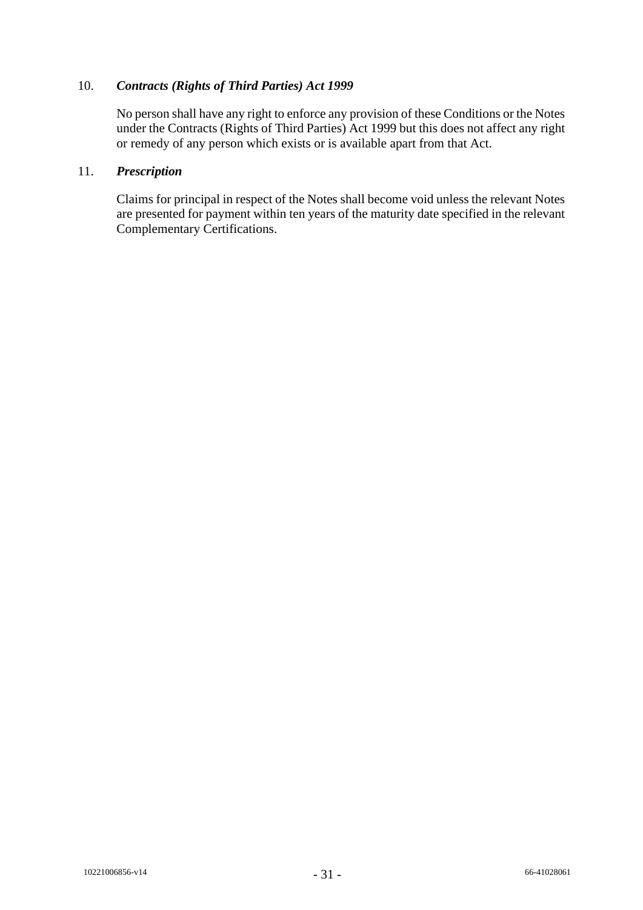## 10. *Contracts (Rights of Third Parties) Act 1999*

No person shall have any right to enforce any provision of these Conditions or the Notes under the Contracts (Rights of Third Parties) Act 1999 but this does not affect any right or remedy of any person which exists or is available apart from that Act.

## 11. *Prescription*

Claims for principal in respect of the Notes shall become void unless the relevant Notes are presented for payment within ten years of the maturity date specified in the relevant Complementary Certifications.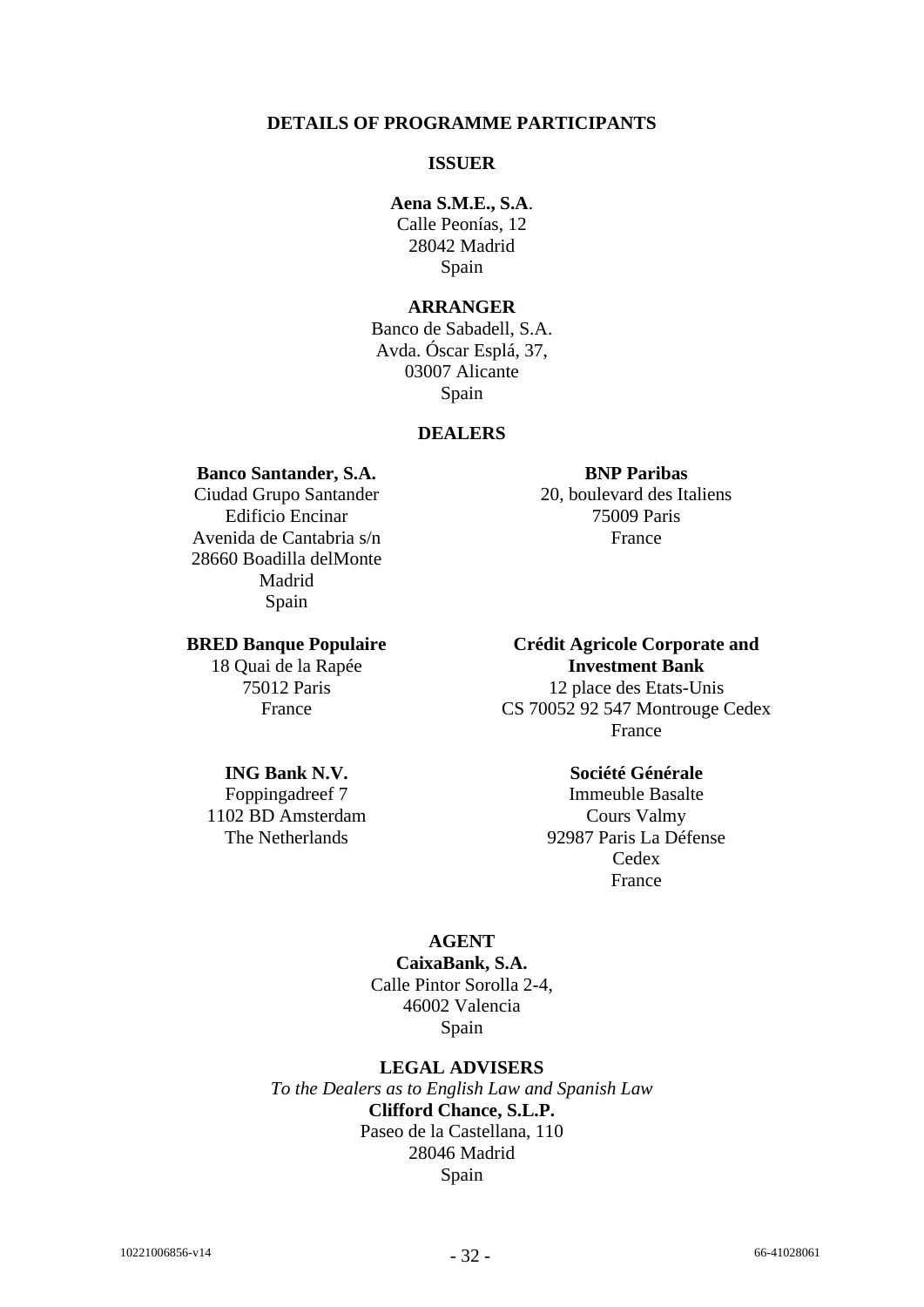# DETAILS OF PROGRAMME PARTICIPANTS

## ISSUER

**Aena S.M.E., S.A**.
Calle Peonías, 12
28042 Madrid
Spain

## ARRANGER

Banco de Sabadell, S.A.
Avda. Óscar Esplá, 37,
03007 Alicante
Spain

## DEALERS

**Banco Santander, S.A.**
Ciudad Grupo Santander
Edificio Encinar
Avenida de Cantabria s/n
28660 Boadilla delMonte
Madrid
Spain

**BNP Paribas**
20, boulevard des Italiens
75009 Paris
France

**BRED Banque Populaire**
18 Quai de la Rapée
75012 Paris
France

**Crédit Agricole Corporate and Investment Bank**
12 place des Etats-Unis
CS 70052 92 547 Montrouge Cedex
France

**ING Bank N.V.**
Foppingadreef 7
1102 BD Amsterdam
The Netherlands

**Société Générale**
Immeuble Basalte
Cours Valmy
92987 Paris La Défense
Cedex
France

## AGENT

**CaixaBank, S.A.**
Calle Pintor Sorolla 2-4,
46002 Valencia
Spain

## LEGAL ADVISERS

*To the Dealers as to English Law and Spanish Law*
**Clifford Chance, S.L.P.**
Paseo de la Castellana, 110
28046 Madrid
Spain